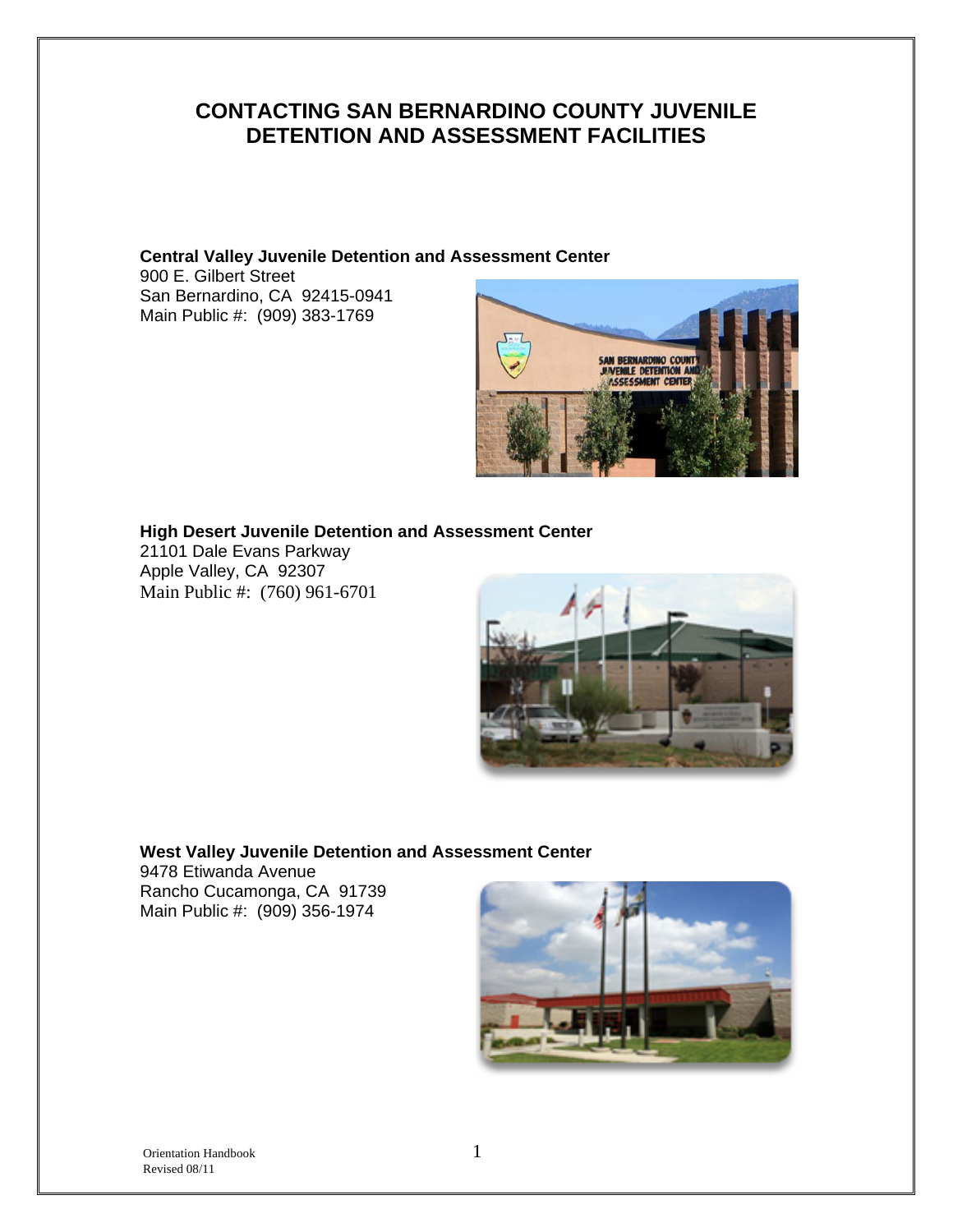# CONTACTING SAN BERNARDINO COUNTY JUVENILE DETENTION AND ASSESSMENT FACILITIES

**Central Valley Juvenile Detention and Assessment Center**
900 E. Gilbert Street
San Bernardino, CA 92415-0941
Main Public #: (909) 383-1769

**High Desert Juvenile Detention and Assessment Center**
21101 Dale Evans Parkway
Apple Valley, CA 92307
Main Public #: (760) 961-6701

**West Valley Juvenile Detention and Assessment Center**
9478 Etiwanda Avenue
Rancho Cucamonga, CA 91739
Main Public #: (909) 356-1974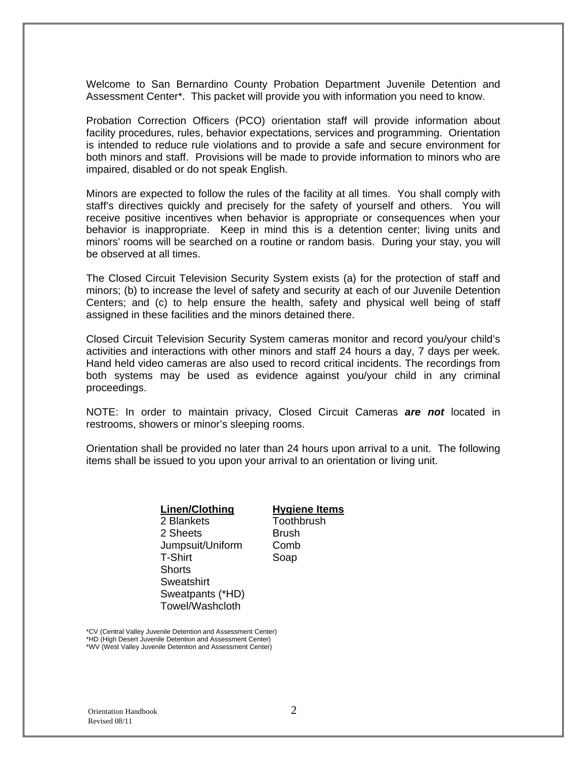Welcome to San Bernardino County Probation Department Juvenile Detention and Assessment Center*. This packet will provide you with information you need to know.

Probation Correction Officers (PCO) orientation staff will provide information about facility procedures, rules, behavior expectations, services and programming. Orientation is intended to reduce rule violations and to provide a safe and secure environment for both minors and staff. Provisions will be made to provide information to minors who are impaired, disabled or do not speak English.

Minors are expected to follow the rules of the facility at all times. You shall comply with staff's directives quickly and precisely for the safety of yourself and others. You will receive positive incentives when behavior is appropriate or consequences when your behavior is inappropriate. Keep in mind this is a detention center; living units and minors' rooms will be searched on a routine or random basis. During your stay, you will be observed at all times.

The Closed Circuit Television Security System exists (a) for the protection of staff and minors; (b) to increase the level of safety and security at each of our Juvenile Detention Centers; and (c) to help ensure the health, safety and physical well being of staff assigned in these facilities and the minors detained there.

Closed Circuit Television Security System cameras monitor and record you/your child's activities and interactions with other minors and staff 24 hours a day, 7 days per week. Hand held video cameras are also used to record critical incidents. The recordings from both systems may be used as evidence against you/your child in any criminal proceedings.

NOTE: In order to maintain privacy, Closed Circuit Cameras ***are not*** located in restrooms, showers or minor's sleeping rooms.

Orientation shall be provided no later than 24 hours upon arrival to a unit. The following items shall be issued to you upon your arrival to an orientation or living unit.

| Linen/Clothing | Hygiene Items |
|---|---|
| 2 Blankets | Toothbrush |
| 2 Sheets | Brush |
| Jumpsuit/Uniform | Comb |
| T-Shirt | Soap |
| Shorts | |
| Sweatshirt | |
| Sweatpants (*HD) | |
| Towel/Washcloth | |

*CV (Central Valley Juvenile Detention and Assessment Center)
*HD (High Desert Juvenile Detention and Assessment Center)
*WV (West Valley Juvenile Detention and Assessment Center)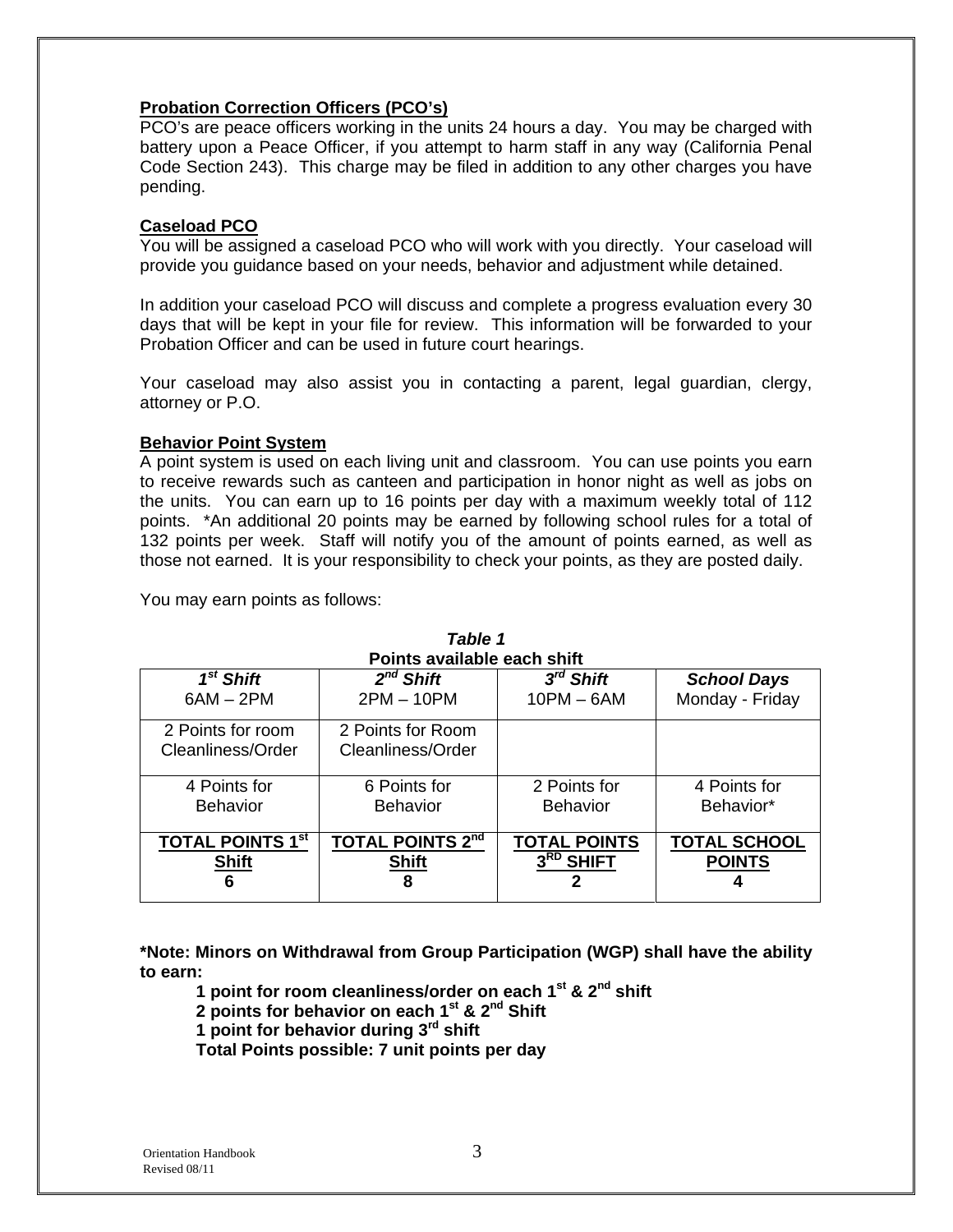**Probation Correction Officers (PCO's)**
PCO's are peace officers working in the units 24 hours a day. You may be charged with battery upon a Peace Officer, if you attempt to harm staff in any way (California Penal Code Section 243). This charge may be filed in addition to any other charges you have pending.

**Caseload PCO**
You will be assigned a caseload PCO who will work with you directly. Your caseload will provide you guidance based on your needs, behavior and adjustment while detained.

In addition your caseload PCO will discuss and complete a progress evaluation every 30 days that will be kept in your file for review. This information will be forwarded to your Probation Officer and can be used in future court hearings.

Your caseload may also assist you in contacting a parent, legal guardian, clergy, attorney or P.O.

**Behavior Point System**
A point system is used on each living unit and classroom. You can use points you earn to receive rewards such as canteen and participation in honor night as well as jobs on the units. You can earn up to 16 points per day with a maximum weekly total of 112 points. *An additional 20 points may be earned by following school rules for a total of 132 points per week. Staff will notify you of the amount of points earned, as well as those not earned. It is your responsibility to check your points, as they are posted daily.

You may earn points as follows:

***Table 1***
**Points available each shift**

| *1st Shift* 6AM – 2PM | *2nd Shift* 2PM – 10PM | *3rd Shift* 10PM – 6AM | *School Days* Monday - Friday |
|---|---|---|---|
| 2 Points for room Cleanliness/Order | 2 Points for Room Cleanliness/Order | | |
| 4 Points for Behavior | 6 Points for Behavior | 2 Points for Behavior | 4 Points for Behavior* |
| **TOTAL POINTS 1st Shift 6** | **TOTAL POINTS 2nd Shift 8** | **TOTAL POINTS 3RD SHIFT 2** | **TOTAL SCHOOL POINTS 4** |

**\*Note: Minors on Withdrawal from Group Participation (WGP) shall have the ability to earn:**

**1 point for room cleanliness/order on each 1st & 2nd shift**
**2 points for behavior on each 1st & 2nd Shift**
**1 point for behavior during 3rd shift**
**Total Points possible: 7 unit points per day**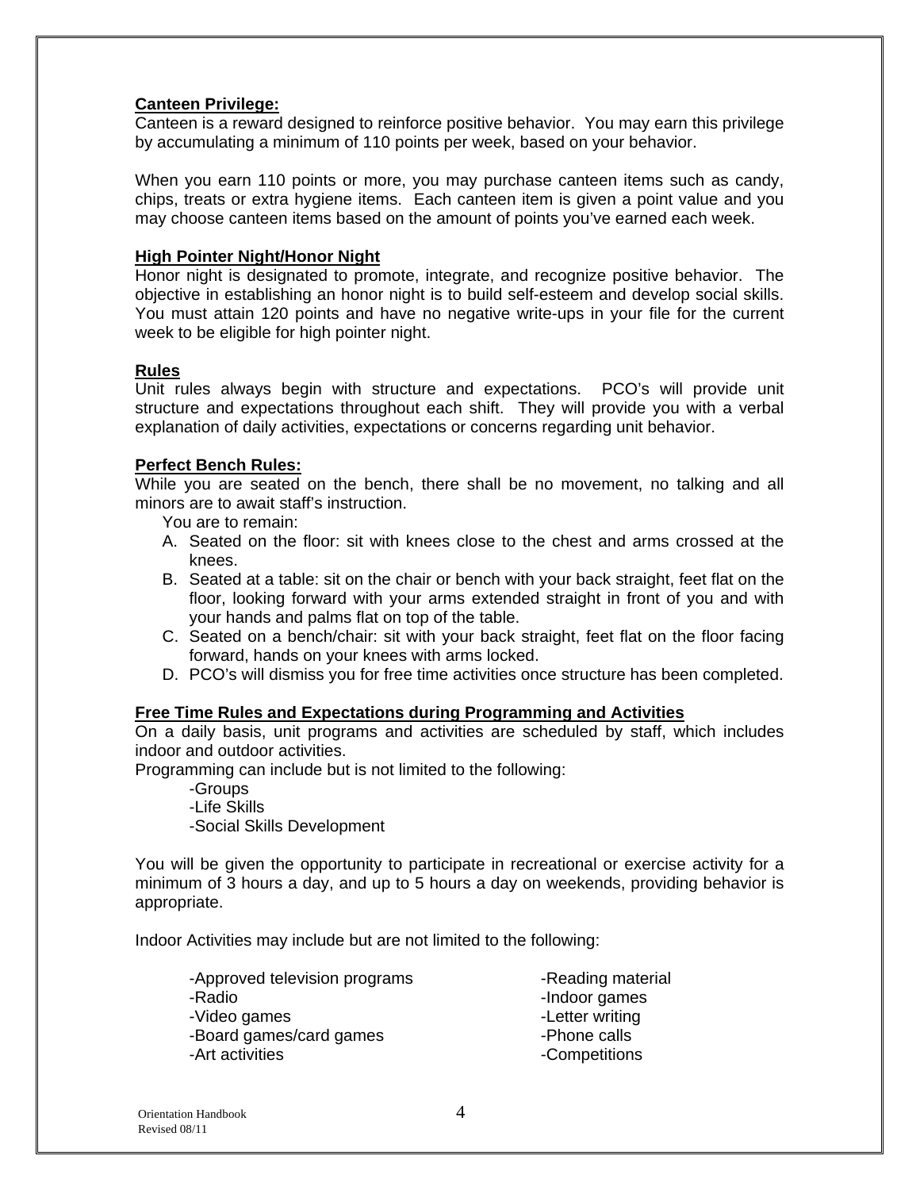**Canteen Privilege:**

Canteen is a reward designed to reinforce positive behavior. You may earn this privilege by accumulating a minimum of 110 points per week, based on your behavior.

When you earn 110 points or more, you may purchase canteen items such as candy, chips, treats or extra hygiene items. Each canteen item is given a point value and you may choose canteen items based on the amount of points you've earned each week.

**High Pointer Night/Honor Night**

Honor night is designated to promote, integrate, and recognize positive behavior. The objective in establishing an honor night is to build self-esteem and develop social skills. You must attain 120 points and have no negative write-ups in your file for the current week to be eligible for high pointer night.

**Rules**

Unit rules always begin with structure and expectations. PCO's will provide unit structure and expectations throughout each shift. They will provide you with a verbal explanation of daily activities, expectations or concerns regarding unit behavior.

**Perfect Bench Rules:**

While you are seated on the bench, there shall be no movement, no talking and all minors are to await staff's instruction.

You are to remain:

A. Seated on the floor: sit with knees close to the chest and arms crossed at the knees.
B. Seated at a table: sit on the chair or bench with your back straight, feet flat on the floor, looking forward with your arms extended straight in front of you and with your hands and palms flat on top of the table.
C. Seated on a bench/chair: sit with your back straight, feet flat on the floor facing forward, hands on your knees with arms locked.
D. PCO's will dismiss you for free time activities once structure has been completed.

**Free Time Rules and Expectations during Programming and Activities**

On a daily basis, unit programs and activities are scheduled by staff, which includes indoor and outdoor activities.

Programming can include but is not limited to the following:

- Groups
- Life Skills
- Social Skills Development

You will be given the opportunity to participate in recreational or exercise activity for a minimum of 3 hours a day, and up to 5 hours a day on weekends, providing behavior is appropriate.

Indoor Activities may include but are not limited to the following:

- Approved television programs
- Radio
- Video games
- Board games/card games
- Art activities
- Reading material
- Indoor games
- Letter writing
- Phone calls
- Competitions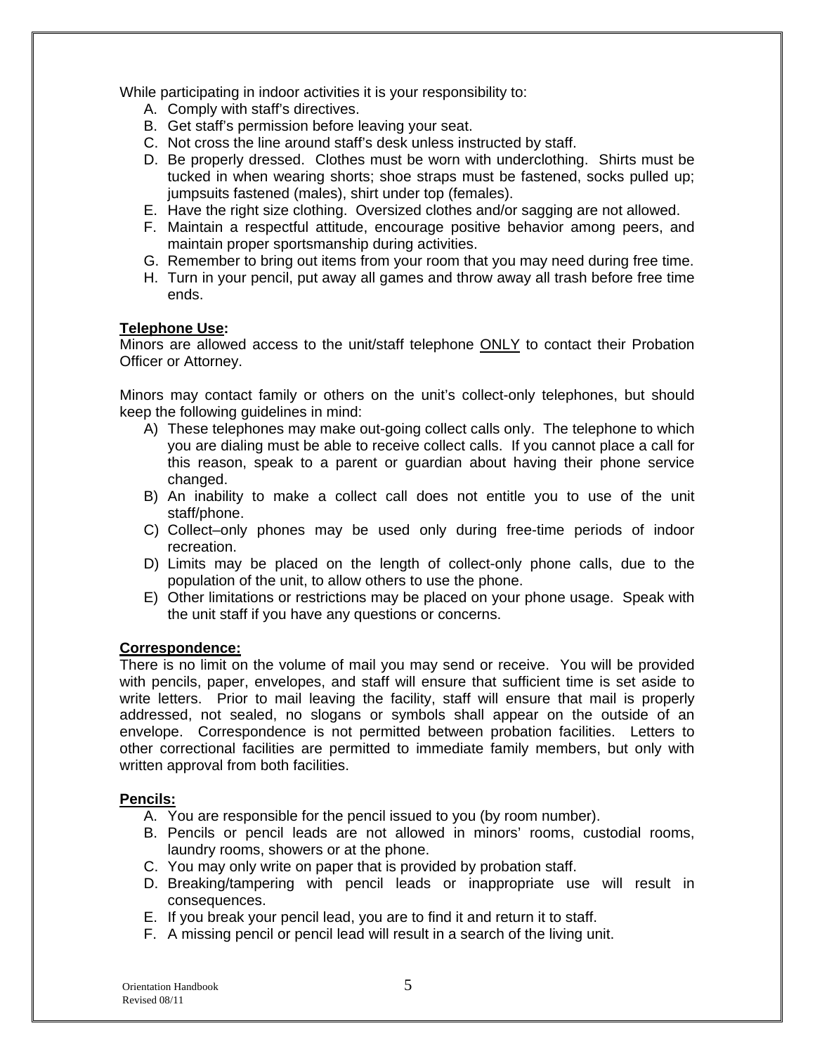While participating in indoor activities it is your responsibility to:

A. Comply with staff's directives.
B. Get staff's permission before leaving your seat.
C. Not cross the line around staff's desk unless instructed by staff.
D. Be properly dressed. Clothes must be worn with underclothing. Shirts must be tucked in when wearing shorts; shoe straps must be fastened, socks pulled up; jumpsuits fastened (males), shirt under top (females).
E. Have the right size clothing. Oversized clothes and/or sagging are not allowed.
F. Maintain a respectful attitude, encourage positive behavior among peers, and maintain proper sportsmanship during activities.
G. Remember to bring out items from your room that you may need during free time.
H. Turn in your pencil, put away all games and throw away all trash before free time ends.

**Telephone Use:**

Minors are allowed access to the unit/staff telephone ONLY to contact their Probation Officer or Attorney.

Minors may contact family or others on the unit's collect-only telephones, but should keep the following guidelines in mind:

A) These telephones may make out-going collect calls only. The telephone to which you are dialing must be able to receive collect calls. If you cannot place a call for this reason, speak to a parent or guardian about having their phone service changed.
B) An inability to make a collect call does not entitle you to use of the unit staff/phone.
C) Collect–only phones may be used only during free-time periods of indoor recreation.
D) Limits may be placed on the length of collect-only phone calls, due to the population of the unit, to allow others to use the phone.
E) Other limitations or restrictions may be placed on your phone usage. Speak with the unit staff if you have any questions or concerns.

**Correspondence:**

There is no limit on the volume of mail you may send or receive. You will be provided with pencils, paper, envelopes, and staff will ensure that sufficient time is set aside to write letters. Prior to mail leaving the facility, staff will ensure that mail is properly addressed, not sealed, no slogans or symbols shall appear on the outside of an envelope. Correspondence is not permitted between probation facilities. Letters to other correctional facilities are permitted to immediate family members, but only with written approval from both facilities.

**Pencils:**

A. You are responsible for the pencil issued to you (by room number).
B. Pencils or pencil leads are not allowed in minors' rooms, custodial rooms, laundry rooms, showers or at the phone.
C. You may only write on paper that is provided by probation staff.
D. Breaking/tampering with pencil leads or inappropriate use will result in consequences.
E. If you break your pencil lead, you are to find it and return it to staff.
F. A missing pencil or pencil lead will result in a search of the living unit.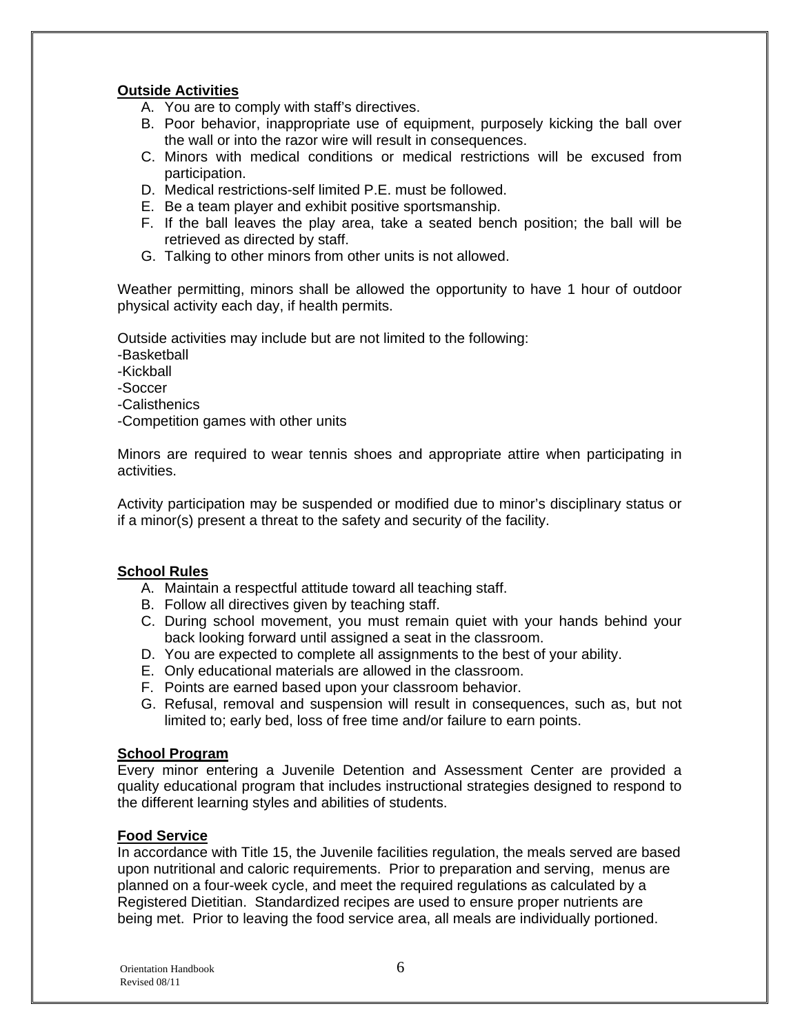**Outside Activities**

A. You are to comply with staff's directives.
B. Poor behavior, inappropriate use of equipment, purposely kicking the ball over the wall or into the razor wire will result in consequences.
C. Minors with medical conditions or medical restrictions will be excused from participation.
D. Medical restrictions-self limited P.E. must be followed.
E. Be a team player and exhibit positive sportsmanship.
F. If the ball leaves the play area, take a seated bench position; the ball will be retrieved as directed by staff.
G. Talking to other minors from other units is not allowed.

Weather permitting, minors shall be allowed the opportunity to have 1 hour of outdoor physical activity each day, if health permits.

Outside activities may include but are not limited to the following:
-Basketball
-Kickball
-Soccer
-Calisthenics
-Competition games with other units

Minors are required to wear tennis shoes and appropriate attire when participating in activities.

Activity participation may be suspended or modified due to minor's disciplinary status or if a minor(s) present a threat to the safety and security of the facility.

**School Rules**

A. Maintain a respectful attitude toward all teaching staff.
B. Follow all directives given by teaching staff.
C. During school movement, you must remain quiet with your hands behind your back looking forward until assigned a seat in the classroom.
D. You are expected to complete all assignments to the best of your ability.
E. Only educational materials are allowed in the classroom.
F. Points are earned based upon your classroom behavior.
G. Refusal, removal and suspension will result in consequences, such as, but not limited to; early bed, loss of free time and/or failure to earn points.

**School Program**

Every minor entering a Juvenile Detention and Assessment Center are provided a quality educational program that includes instructional strategies designed to respond to the different learning styles and abilities of students.

**Food Service**

In accordance with Title 15, the Juvenile facilities regulation, the meals served are based upon nutritional and caloric requirements. Prior to preparation and serving, menus are planned on a four-week cycle, and meet the required regulations as calculated by a Registered Dietitian. Standardized recipes are used to ensure proper nutrients are being met. Prior to leaving the food service area, all meals are individually portioned.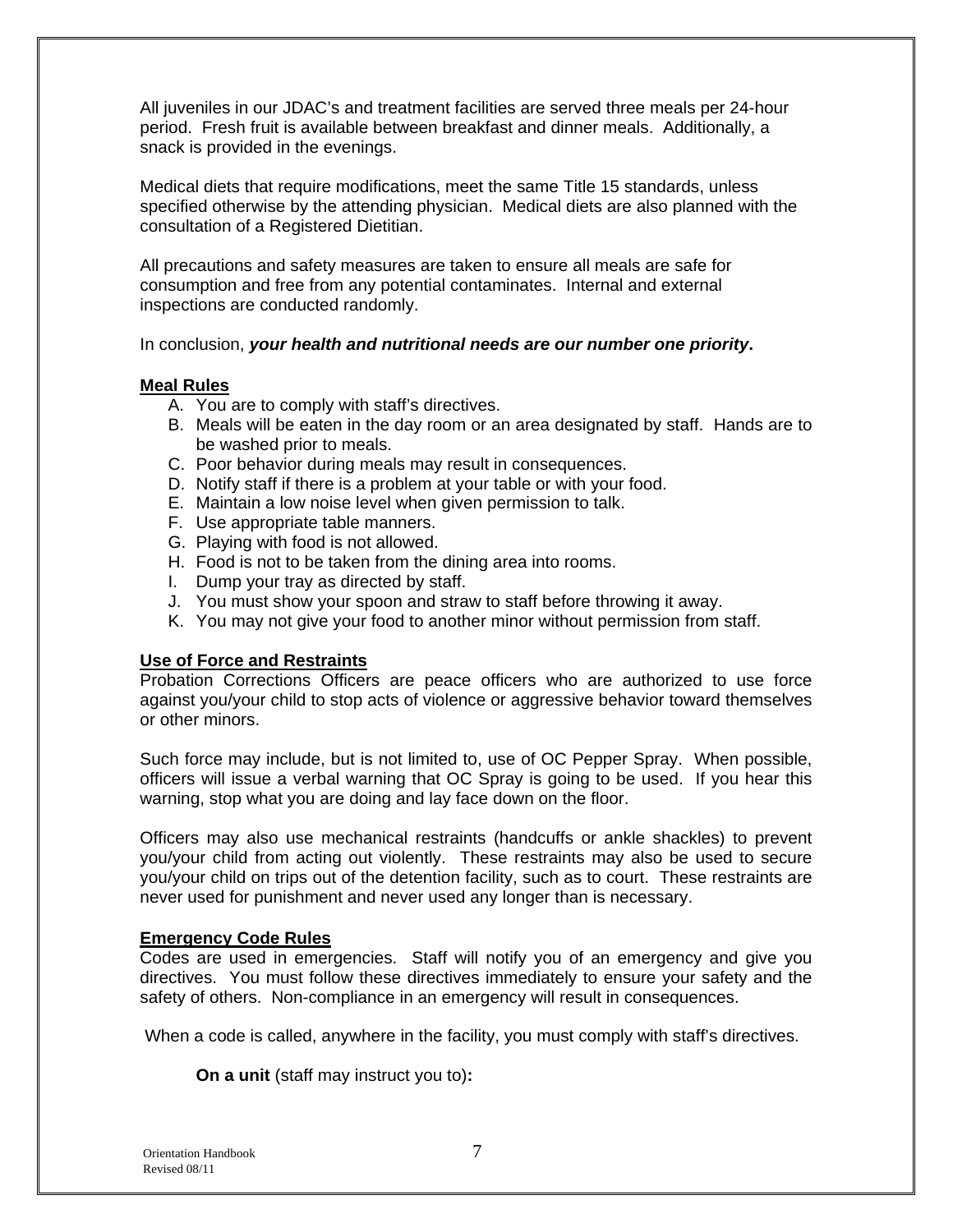All juveniles in our JDAC's and treatment facilities are served three meals per 24-hour period. Fresh fruit is available between breakfast and dinner meals. Additionally, a snack is provided in the evenings.

Medical diets that require modifications, meet the same Title 15 standards, unless specified otherwise by the attending physician. Medical diets are also planned with the consultation of a Registered Dietitian.

All precautions and safety measures are taken to ensure all meals are safe for consumption and free from any potential contaminates. Internal and external inspections are conducted randomly.

In conclusion, ***your health and nutritional needs are our number one priority*.**

**Meal Rules**

A. You are to comply with staff's directives.
B. Meals will be eaten in the day room or an area designated by staff. Hands are to be washed prior to meals.
C. Poor behavior during meals may result in consequences.
D. Notify staff if there is a problem at your table or with your food.
E. Maintain a low noise level when given permission to talk.
F. Use appropriate table manners.
G. Playing with food is not allowed.
H. Food is not to be taken from the dining area into rooms.
I. Dump your tray as directed by staff.
J. You must show your spoon and straw to staff before throwing it away.
K. You may not give your food to another minor without permission from staff.

**Use of Force and Restraints**

Probation Corrections Officers are peace officers who are authorized to use force against you/your child to stop acts of violence or aggressive behavior toward themselves or other minors.

Such force may include, but is not limited to, use of OC Pepper Spray. When possible, officers will issue a verbal warning that OC Spray is going to be used. If you hear this warning, stop what you are doing and lay face down on the floor.

Officers may also use mechanical restraints (handcuffs or ankle shackles) to prevent you/your child from acting out violently. These restraints may also be used to secure you/your child on trips out of the detention facility, such as to court. These restraints are never used for punishment and never used any longer than is necessary.

**Emergency Code Rules**

Codes are used in emergencies. Staff will notify you of an emergency and give you directives. You must follow these directives immediately to ensure your safety and the safety of others. Non-compliance in an emergency will result in consequences.

When a code is called, anywhere in the facility, you must comply with staff's directives.

**On a unit** (staff may instruct you to)**:**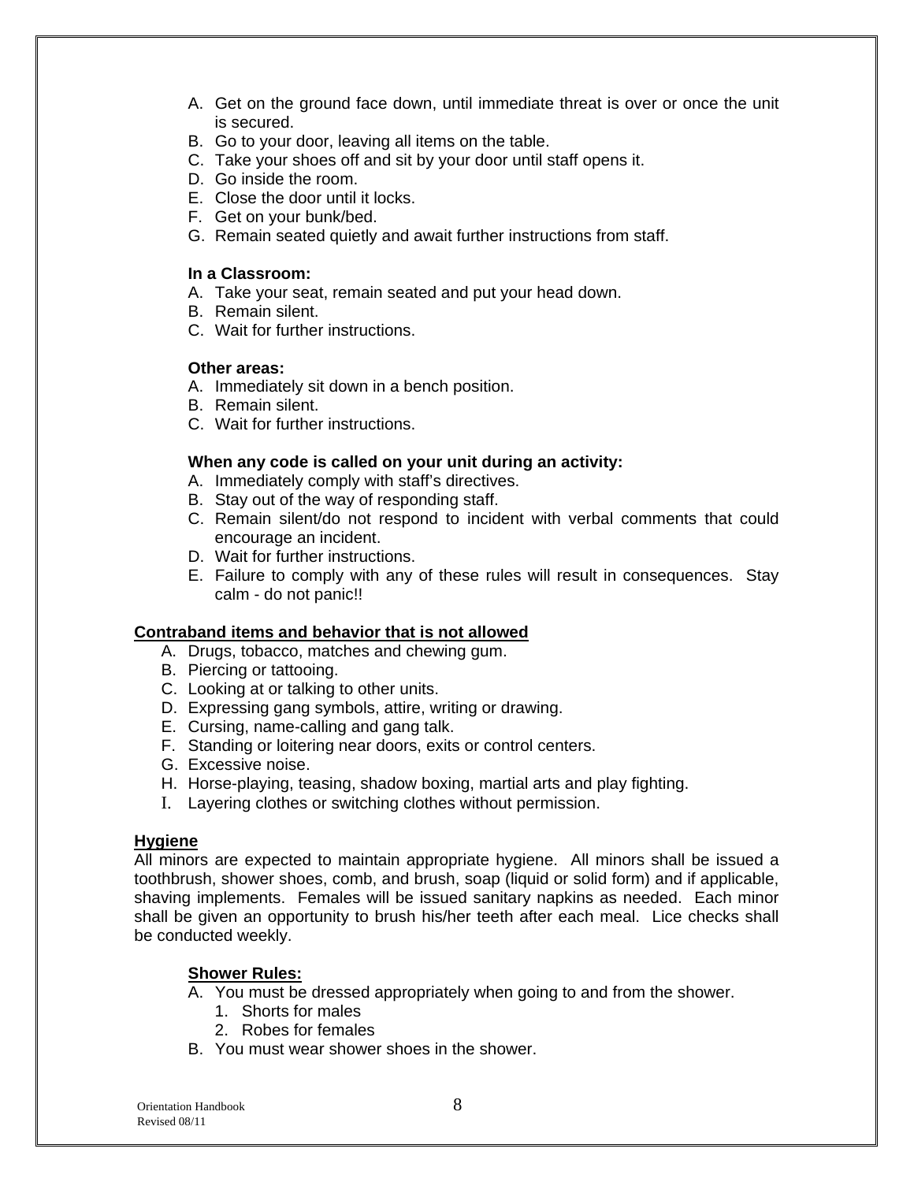A. Get on the ground face down, until immediate threat is over or once the unit is secured.
B. Go to your door, leaving all items on the table.
C. Take your shoes off and sit by your door until staff opens it.
D. Go inside the room.
E. Close the door until it locks.
F. Get on your bunk/bed.
G. Remain seated quietly and await further instructions from staff.

**In a Classroom:**

A. Take your seat, remain seated and put your head down.
B. Remain silent.
C. Wait for further instructions.

**Other areas:**

A. Immediately sit down in a bench position.
B. Remain silent.
C. Wait for further instructions.

**When any code is called on your unit during an activity:**

A. Immediately comply with staff's directives.
B. Stay out of the way of responding staff.
C. Remain silent/do not respond to incident with verbal comments that could encourage an incident.
D. Wait for further instructions.
E. Failure to comply with any of these rules will result in consequences. Stay calm - do not panic!!

**Contraband items and behavior that is not allowed**

A. Drugs, tobacco, matches and chewing gum.
B. Piercing or tattooing.
C. Looking at or talking to other units.
D. Expressing gang symbols, attire, writing or drawing.
E. Cursing, name-calling and gang talk.
F. Standing or loitering near doors, exits or control centers.
G. Excessive noise.
H. Horse-playing, teasing, shadow boxing, martial arts and play fighting.
I. Layering clothes or switching clothes without permission.

**Hygiene**

All minors are expected to maintain appropriate hygiene. All minors shall be issued a toothbrush, shower shoes, comb, and brush, soap (liquid or solid form) and if applicable, shaving implements. Females will be issued sanitary napkins as needed. Each minor shall be given an opportunity to brush his/her teeth after each meal. Lice checks shall be conducted weekly.

**Shower Rules:**

A. You must be dressed appropriately when going to and from the shower.
   1. Shorts for males
   2. Robes for females
B. You must wear shower shoes in the shower.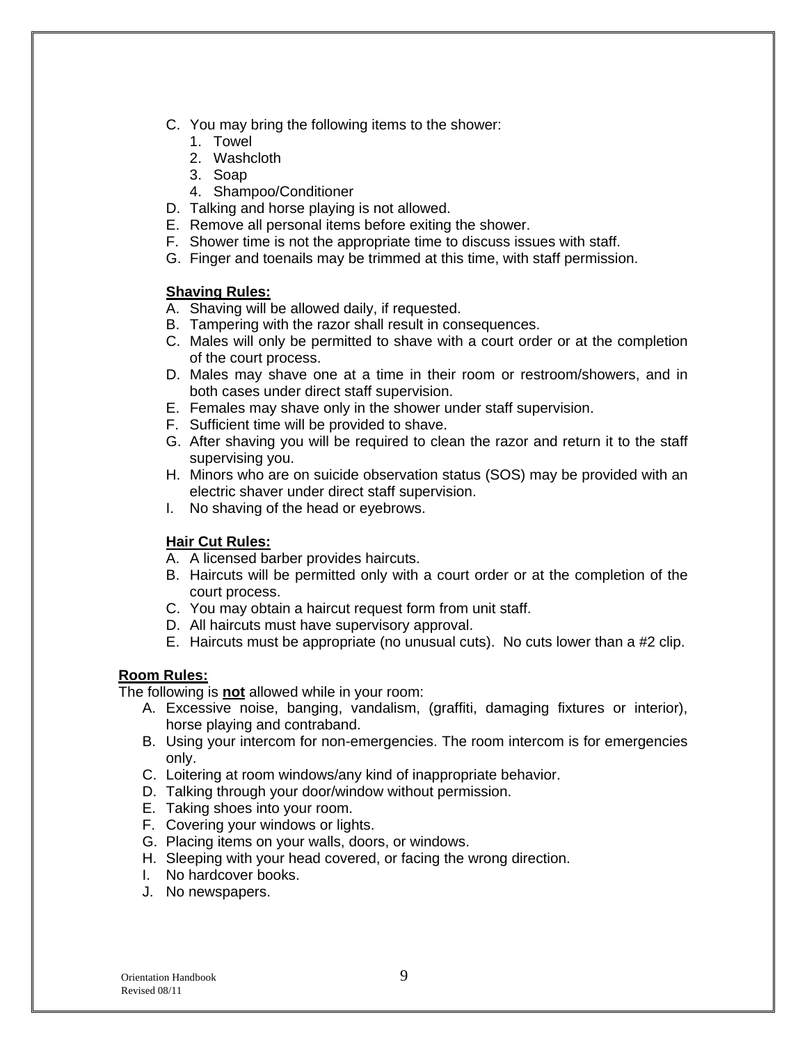C. You may bring the following items to the shower:
   1. Towel
   2. Washcloth
   3. Soap
   4. Shampoo/Conditioner
D. Talking and horse playing is not allowed.
E. Remove all personal items before exiting the shower.
F. Shower time is not the appropriate time to discuss issues with staff.
G. Finger and toenails may be trimmed at this time, with staff permission.

**Shaving Rules:**

A. Shaving will be allowed daily, if requested.
B. Tampering with the razor shall result in consequences.
C. Males will only be permitted to shave with a court order or at the completion of the court process.
D. Males may shave one at a time in their room or restroom/showers, and in both cases under direct staff supervision.
E. Females may shave only in the shower under staff supervision.
F. Sufficient time will be provided to shave.
G. After shaving you will be required to clean the razor and return it to the staff supervising you.
H. Minors who are on suicide observation status (SOS) may be provided with an electric shaver under direct staff supervision.
I. No shaving of the head or eyebrows.

**Hair Cut Rules:**

A. A licensed barber provides haircuts.
B. Haircuts will be permitted only with a court order or at the completion of the court process.
C. You may obtain a haircut request form from unit staff.
D. All haircuts must have supervisory approval.
E. Haircuts must be appropriate (no unusual cuts). No cuts lower than a #2 clip.

**Room Rules:**

The following is **not** allowed while in your room:

A. Excessive noise, banging, vandalism, (graffiti, damaging fixtures or interior), horse playing and contraband.
B. Using your intercom for non-emergencies. The room intercom is for emergencies only.
C. Loitering at room windows/any kind of inappropriate behavior.
D. Talking through your door/window without permission.
E. Taking shoes into your room.
F. Covering your windows or lights.
G. Placing items on your walls, doors, or windows.
H. Sleeping with your head covered, or facing the wrong direction.
I. No hardcover books.
J. No newspapers.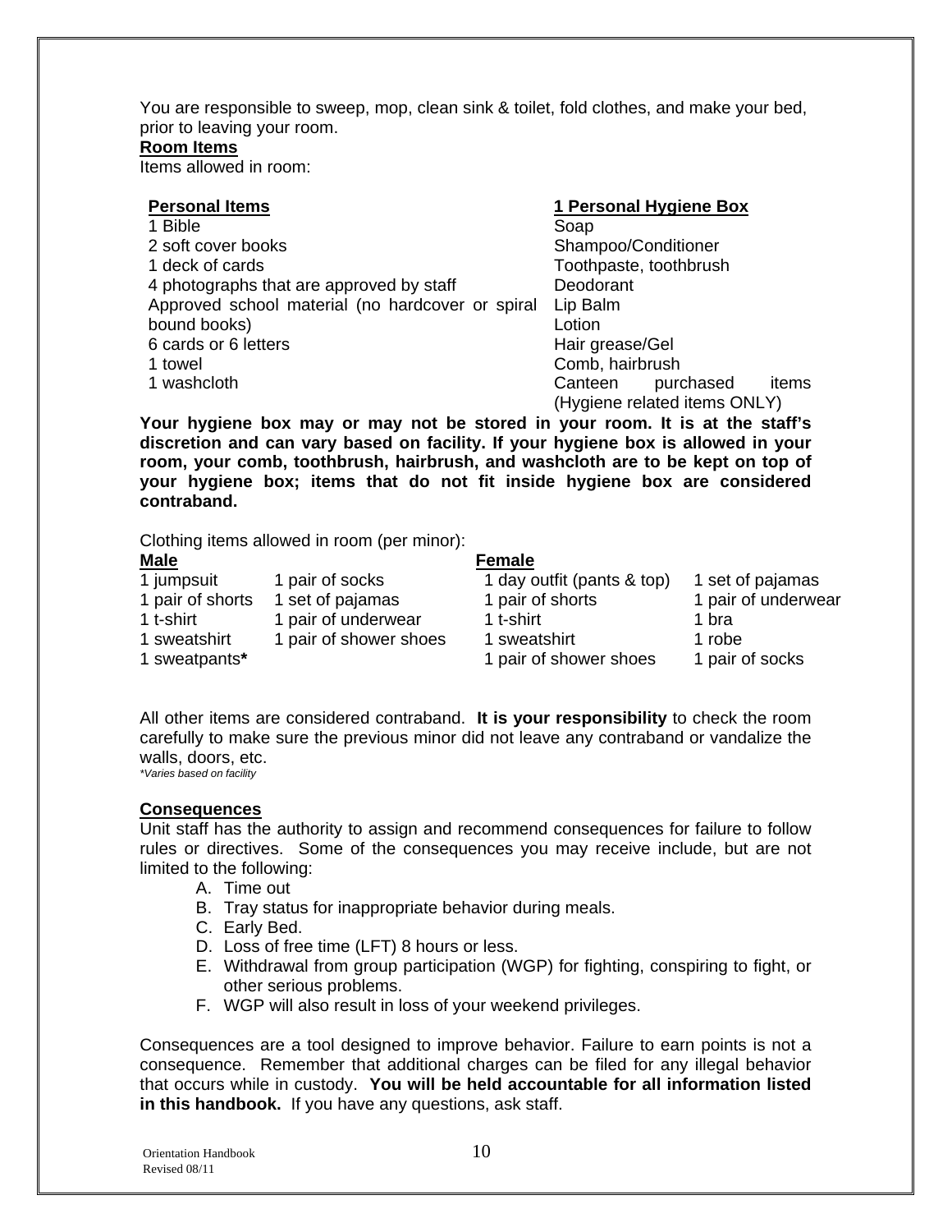You are responsible to sweep, mop, clean sink & toilet, fold clothes, and make your bed, prior to leaving your room.

**Room Items**

Items allowed in room:

| **Personal Items** | **1 Personal Hygiene Box** |
|---|---|
| 1 Bible | Soap |
| 2 soft cover books | Shampoo/Conditioner |
| 1 deck of cards | Toothpaste, toothbrush |
| 4 photographs that are approved by staff | Deodorant |
| Approved school material (no hardcover or spiral bound books) | Lip Balm |
| 6 cards or 6 letters | Lotion |
| 1 towel | Hair grease/Gel |
| 1 washcloth | Comb, hairbrush |
| | Canteen purchased items (Hygiene related items ONLY) |

**Your hygiene box may or may not be stored in your room. It is at the staff's discretion and can vary based on facility. If your hygiene box is allowed in your room, your comb, toothbrush, hairbrush, and washcloth are to be kept on top of your hygiene box; items that do not fit inside hygiene box are considered contraband.**

Clothing items allowed in room (per minor):

| **Male** | | **Female** | |
|---|---|---|---|
| 1 jumpsuit | 1 pair of socks | 1 day outfit (pants & top) | 1 set of pajamas |
| 1 pair of shorts | 1 set of pajamas | 1 pair of shorts | 1 pair of underwear |
| 1 t-shirt | 1 pair of underwear | 1 t-shirt | 1 bra |
| 1 sweatshirt | 1 pair of shower shoes | 1 sweatshirt | 1 robe |
| 1 sweatpants**\*** | | 1 pair of shower shoes | 1 pair of socks |

All other items are considered contraband. **It is your responsibility** to check the room carefully to make sure the previous minor did not leave any contraband or vandalize the walls, doors, etc.

*\*Varies based on facility*

**Consequences**

Unit staff has the authority to assign and recommend consequences for failure to follow rules or directives. Some of the consequences you may receive include, but are not limited to the following:

A. Time out
B. Tray status for inappropriate behavior during meals.
C. Early Bed.
D. Loss of free time (LFT) 8 hours or less.
E. Withdrawal from group participation (WGP) for fighting, conspiring to fight, or other serious problems.
F. WGP will also result in loss of your weekend privileges.

Consequences are a tool designed to improve behavior. Failure to earn points is not a consequence. Remember that additional charges can be filed for any illegal behavior that occurs while in custody. **You will be held accountable for all information listed in this handbook.** If you have any questions, ask staff.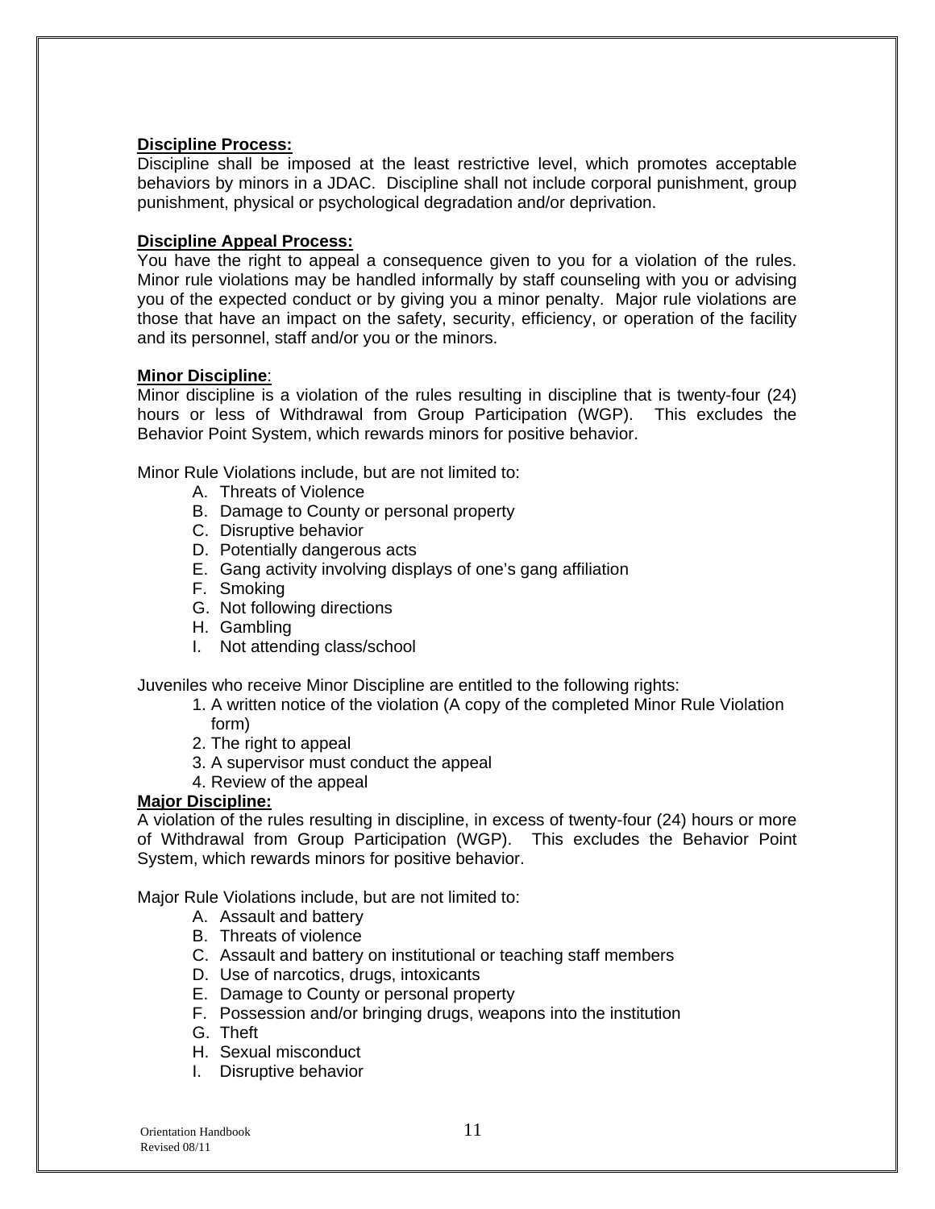**Discipline Process:**

Discipline shall be imposed at the least restrictive level, which promotes acceptable behaviors by minors in a JDAC. Discipline shall not include corporal punishment, group punishment, physical or psychological degradation and/or deprivation.

**Discipline Appeal Process:**

You have the right to appeal a consequence given to you for a violation of the rules. Minor rule violations may be handled informally by staff counseling with you or advising you of the expected conduct or by giving you a minor penalty. Major rule violations are those that have an impact on the safety, security, efficiency, or operation of the facility and its personnel, staff and/or you or the minors.

**Minor Discipline**:

Minor discipline is a violation of the rules resulting in discipline that is twenty-four (24) hours or less of Withdrawal from Group Participation (WGP). This excludes the Behavior Point System, which rewards minors for positive behavior.

Minor Rule Violations include, but are not limited to:

A. Threats of Violence
B. Damage to County or personal property
C. Disruptive behavior
D. Potentially dangerous acts
E. Gang activity involving displays of one's gang affiliation
F. Smoking
G. Not following directions
H. Gambling
I. Not attending class/school

Juveniles who receive Minor Discipline are entitled to the following rights:

1. A written notice of the violation (A copy of the completed Minor Rule Violation form)
2. The right to appeal
3. A supervisor must conduct the appeal
4. Review of the appeal

**Major Discipline:**

A violation of the rules resulting in discipline, in excess of twenty-four (24) hours or more of Withdrawal from Group Participation (WGP). This excludes the Behavior Point System, which rewards minors for positive behavior.

Major Rule Violations include, but are not limited to:

A. Assault and battery
B. Threats of violence
C. Assault and battery on institutional or teaching staff members
D. Use of narcotics, drugs, intoxicants
E. Damage to County or personal property
F. Possession and/or bringing drugs, weapons into the institution
G. Theft
H. Sexual misconduct
I. Disruptive behavior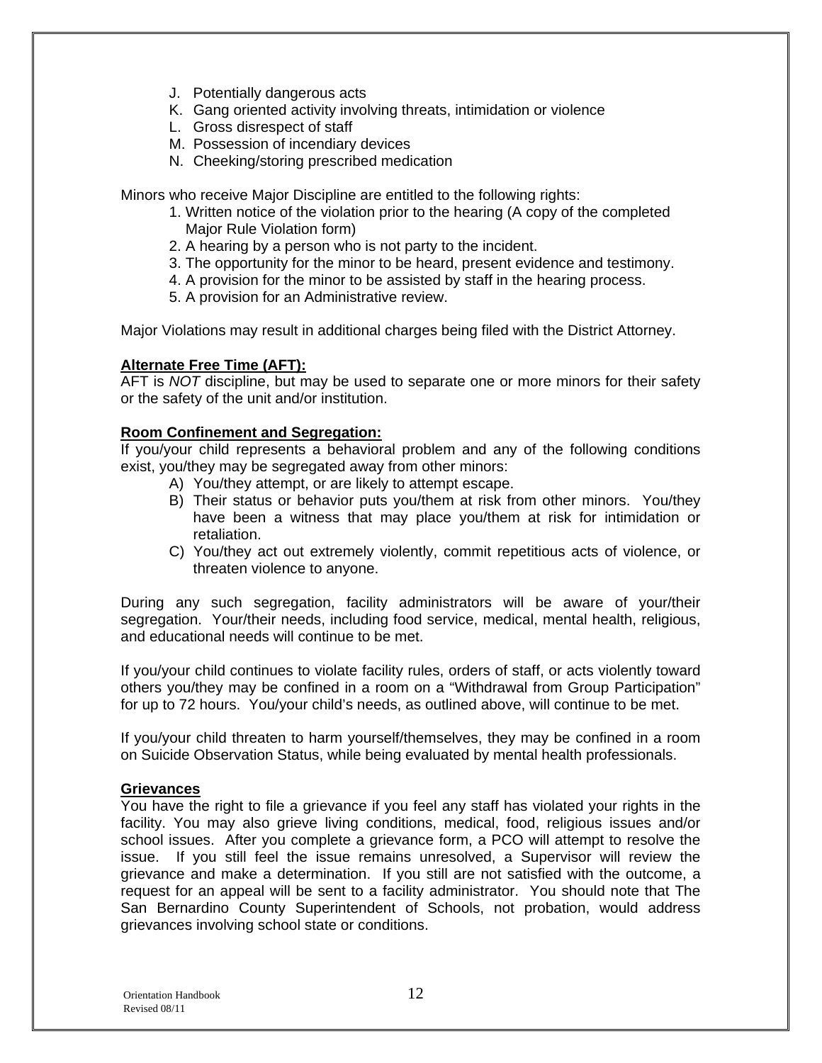J. Potentially dangerous acts
K. Gang oriented activity involving threats, intimidation or violence
L. Gross disrespect of staff
M. Possession of incendiary devices
N. Cheeking/storing prescribed medication

Minors who receive Major Discipline are entitled to the following rights:

1. Written notice of the violation prior to the hearing (A copy of the completed Major Rule Violation form)
2. A hearing by a person who is not party to the incident.
3. The opportunity for the minor to be heard, present evidence and testimony.
4. A provision for the minor to be assisted by staff in the hearing process.
5. A provision for an Administrative review.

Major Violations may result in additional charges being filed with the District Attorney.

**Alternate Free Time (AFT):**

AFT is *NOT* discipline, but may be used to separate one or more minors for their safety or the safety of the unit and/or institution.

**Room Confinement and Segregation:**

If you/your child represents a behavioral problem and any of the following conditions exist, you/they may be segregated away from other minors:

A) You/they attempt, or are likely to attempt escape.
B) Their status or behavior puts you/them at risk from other minors. You/they have been a witness that may place you/them at risk for intimidation or retaliation.
C) You/they act out extremely violently, commit repetitious acts of violence, or threaten violence to anyone.

During any such segregation, facility administrators will be aware of your/their segregation. Your/their needs, including food service, medical, mental health, religious, and educational needs will continue to be met.

If you/your child continues to violate facility rules, orders of staff, or acts violently toward others you/they may be confined in a room on a "Withdrawal from Group Participation" for up to 72 hours. You/your child's needs, as outlined above, will continue to be met.

If you/your child threaten to harm yourself/themselves, they may be confined in a room on Suicide Observation Status, while being evaluated by mental health professionals.

**Grievances**

You have the right to file a grievance if you feel any staff has violated your rights in the facility. You may also grieve living conditions, medical, food, religious issues and/or school issues. After you complete a grievance form, a PCO will attempt to resolve the issue. If you still feel the issue remains unresolved, a Supervisor will review the grievance and make a determination. If you still are not satisfied with the outcome, a request for an appeal will be sent to a facility administrator. You should note that The San Bernardino County Superintendent of Schools, not probation, would address grievances involving school state or conditions.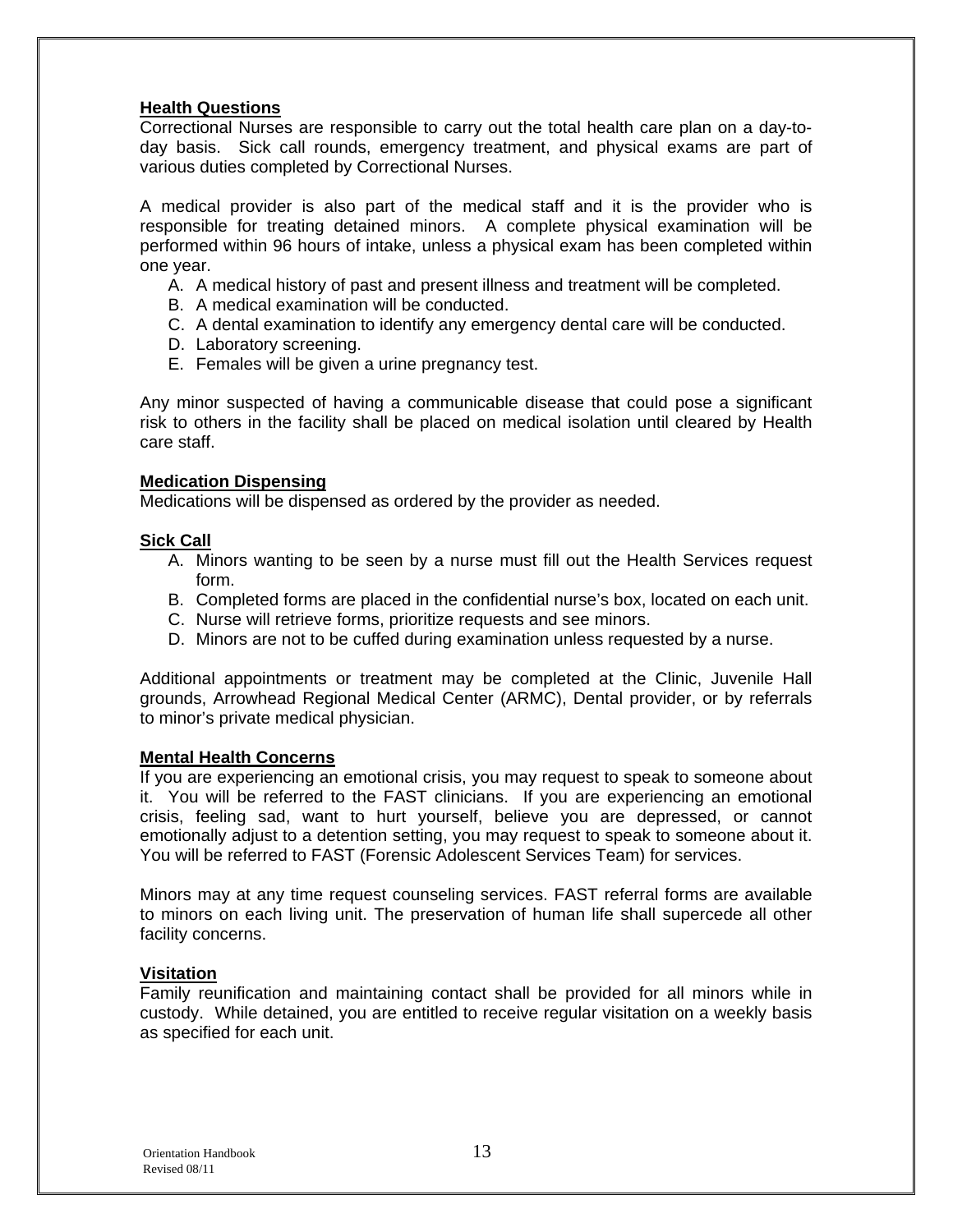**Health Questions**

Correctional Nurses are responsible to carry out the total health care plan on a day-to-day basis. Sick call rounds, emergency treatment, and physical exams are part of various duties completed by Correctional Nurses.

A medical provider is also part of the medical staff and it is the provider who is responsible for treating detained minors. A complete physical examination will be performed within 96 hours of intake, unless a physical exam has been completed within one year.

A. A medical history of past and present illness and treatment will be completed.
B. A medical examination will be conducted.
C. A dental examination to identify any emergency dental care will be conducted.
D. Laboratory screening.
E. Females will be given a urine pregnancy test.

Any minor suspected of having a communicable disease that could pose a significant risk to others in the facility shall be placed on medical isolation until cleared by Health care staff.

**Medication Dispensing**

Medications will be dispensed as ordered by the provider as needed.

**Sick Call**

A. Minors wanting to be seen by a nurse must fill out the Health Services request form.
B. Completed forms are placed in the confidential nurse's box, located on each unit.
C. Nurse will retrieve forms, prioritize requests and see minors.
D. Minors are not to be cuffed during examination unless requested by a nurse.

Additional appointments or treatment may be completed at the Clinic, Juvenile Hall grounds, Arrowhead Regional Medical Center (ARMC), Dental provider, or by referrals to minor's private medical physician.

**Mental Health Concerns**

If you are experiencing an emotional crisis, you may request to speak to someone about it. You will be referred to the FAST clinicians. If you are experiencing an emotional crisis, feeling sad, want to hurt yourself, believe you are depressed, or cannot emotionally adjust to a detention setting, you may request to speak to someone about it. You will be referred to FAST (Forensic Adolescent Services Team) for services.

Minors may at any time request counseling services. FAST referral forms are available to minors on each living unit. The preservation of human life shall supercede all other facility concerns.

**Visitation**

Family reunification and maintaining contact shall be provided for all minors while in custody. While detained, you are entitled to receive regular visitation on a weekly basis as specified for each unit.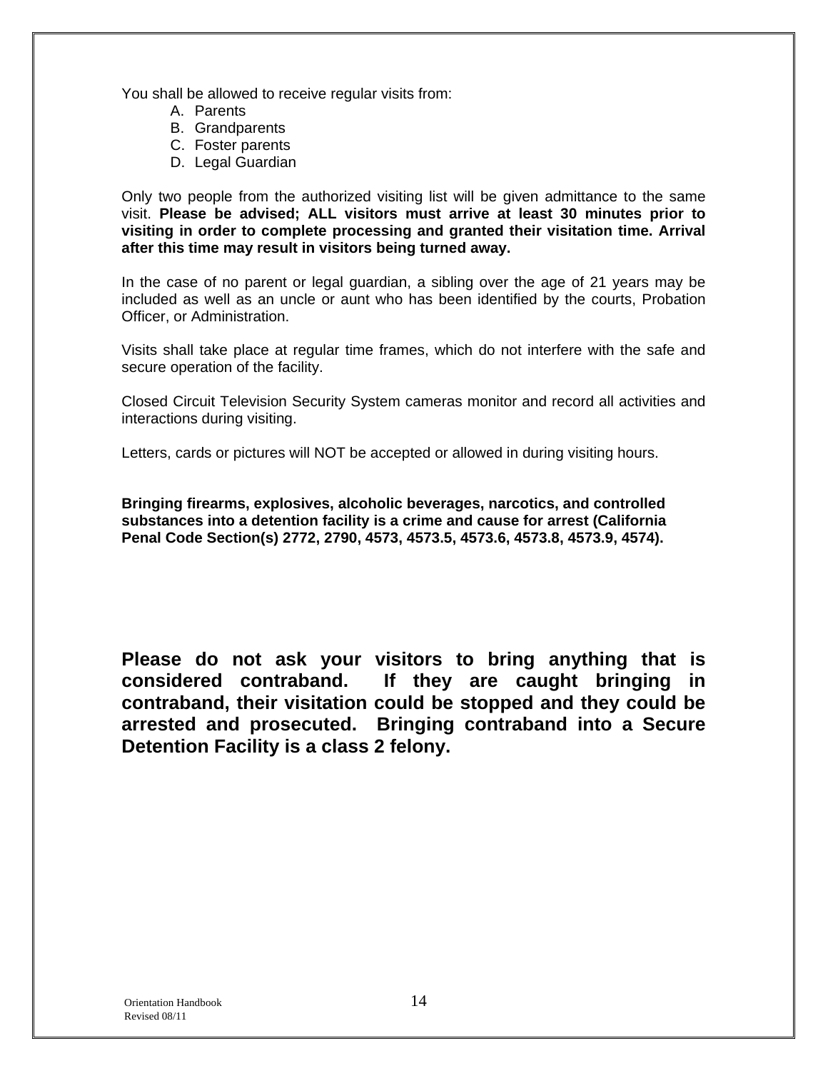You shall be allowed to receive regular visits from:

A. Parents
B. Grandparents
C. Foster parents
D. Legal Guardian

Only two people from the authorized visiting list will be given admittance to the same visit. **Please be advised; ALL visitors must arrive at least 30 minutes prior to visiting in order to complete processing and granted their visitation time. Arrival after this time may result in visitors being turned away.**

In the case of no parent or legal guardian, a sibling over the age of 21 years may be included as well as an uncle or aunt who has been identified by the courts, Probation Officer, or Administration.

Visits shall take place at regular time frames, which do not interfere with the safe and secure operation of the facility.

Closed Circuit Television Security System cameras monitor and record all activities and interactions during visiting.

Letters, cards or pictures will NOT be accepted or allowed in during visiting hours.

**Bringing firearms, explosives, alcoholic beverages, narcotics, and controlled substances into a detention facility is a crime and cause for arrest (California Penal Code Section(s) 2772, 2790, 4573, 4573.5, 4573.6, 4573.8, 4573.9, 4574).**

**Please do not ask your visitors to bring anything that is considered contraband. If they are caught bringing in contraband, their visitation could be stopped and they could be arrested and prosecuted. Bringing contraband into a Secure Detention Facility is a class 2 felony.**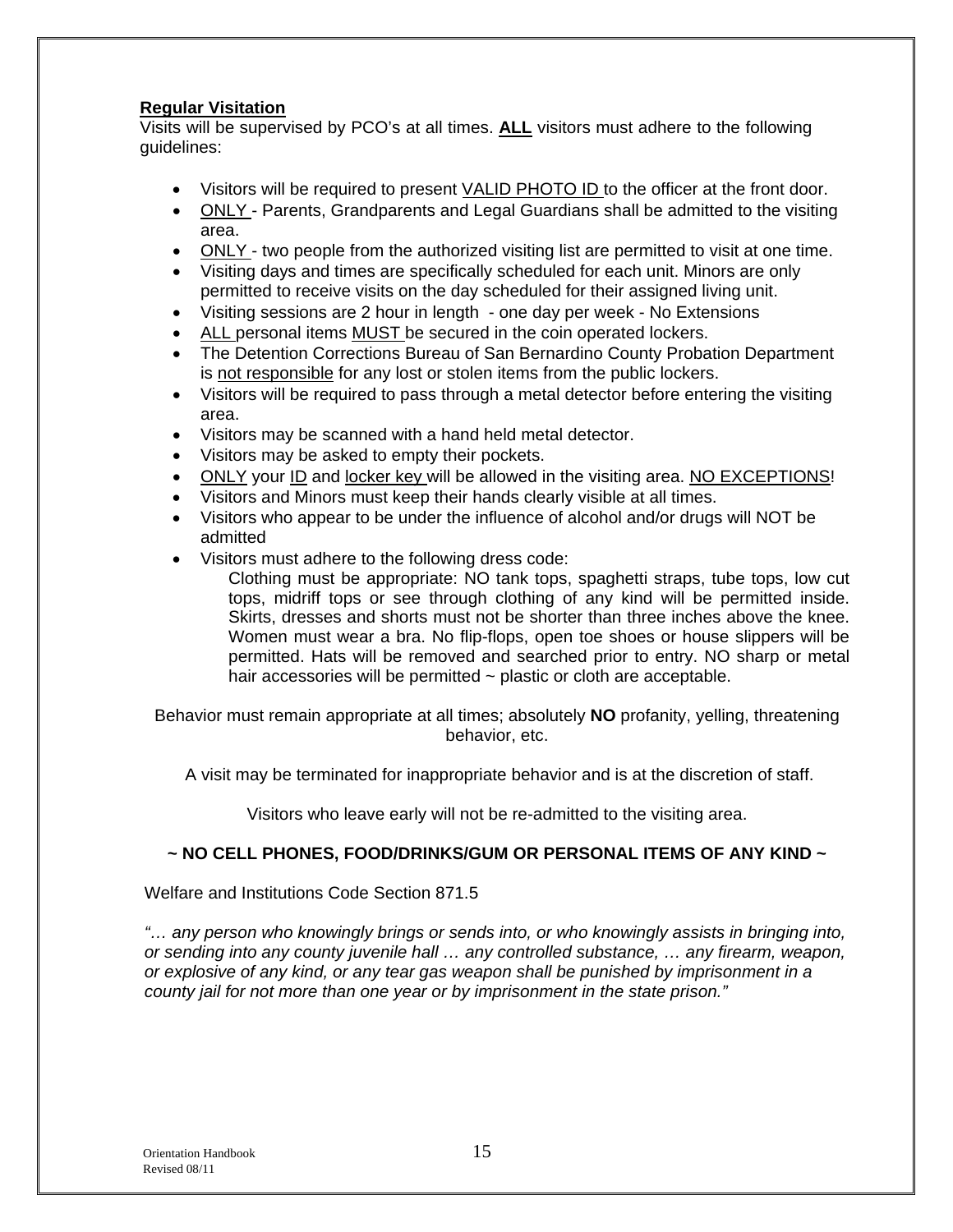**Regular Visitation**

Visits will be supervised by PCO's at all times. **ALL** visitors must adhere to the following guidelines:

- Visitors will be required to present VALID PHOTO ID to the officer at the front door.
- ONLY - Parents, Grandparents and Legal Guardians shall be admitted to the visiting area.
- ONLY - two people from the authorized visiting list are permitted to visit at one time.
- Visiting days and times are specifically scheduled for each unit. Minors are only permitted to receive visits on the day scheduled for their assigned living unit.
- Visiting sessions are 2 hour in length - one day per week - No Extensions
- ALL personal items MUST be secured in the coin operated lockers.
- The Detention Corrections Bureau of San Bernardino County Probation Department is not responsible for any lost or stolen items from the public lockers.
- Visitors will be required to pass through a metal detector before entering the visiting area.
- Visitors may be scanned with a hand held metal detector.
- Visitors may be asked to empty their pockets.
- ONLY your ID and locker key will be allowed in the visiting area. NO EXCEPTIONS!
- Visitors and Minors must keep their hands clearly visible at all times.
- Visitors who appear to be under the influence of alcohol and/or drugs will NOT be admitted
- Visitors must adhere to the following dress code:
  Clothing must be appropriate: NO tank tops, spaghetti straps, tube tops, low cut tops, midriff tops or see through clothing of any kind will be permitted inside. Skirts, dresses and shorts must not be shorter than three inches above the knee. Women must wear a bra. No flip-flops, open toe shoes or house slippers will be permitted. Hats will be removed and searched prior to entry. NO sharp or metal hair accessories will be permitted ~ plastic or cloth are acceptable.

Behavior must remain appropriate at all times; absolutely **NO** profanity, yelling, threatening behavior, etc.

A visit may be terminated for inappropriate behavior and is at the discretion of staff.

Visitors who leave early will not be re-admitted to the visiting area.

**~ NO CELL PHONES, FOOD/DRINKS/GUM OR PERSONAL ITEMS OF ANY KIND ~**

Welfare and Institutions Code Section 871.5

*"… any person who knowingly brings or sends into, or who knowingly assists in bringing into, or sending into any county juvenile hall … any controlled substance, … any firearm, weapon, or explosive of any kind, or any tear gas weapon shall be punished by imprisonment in a county jail for not more than one year or by imprisonment in the state prison."*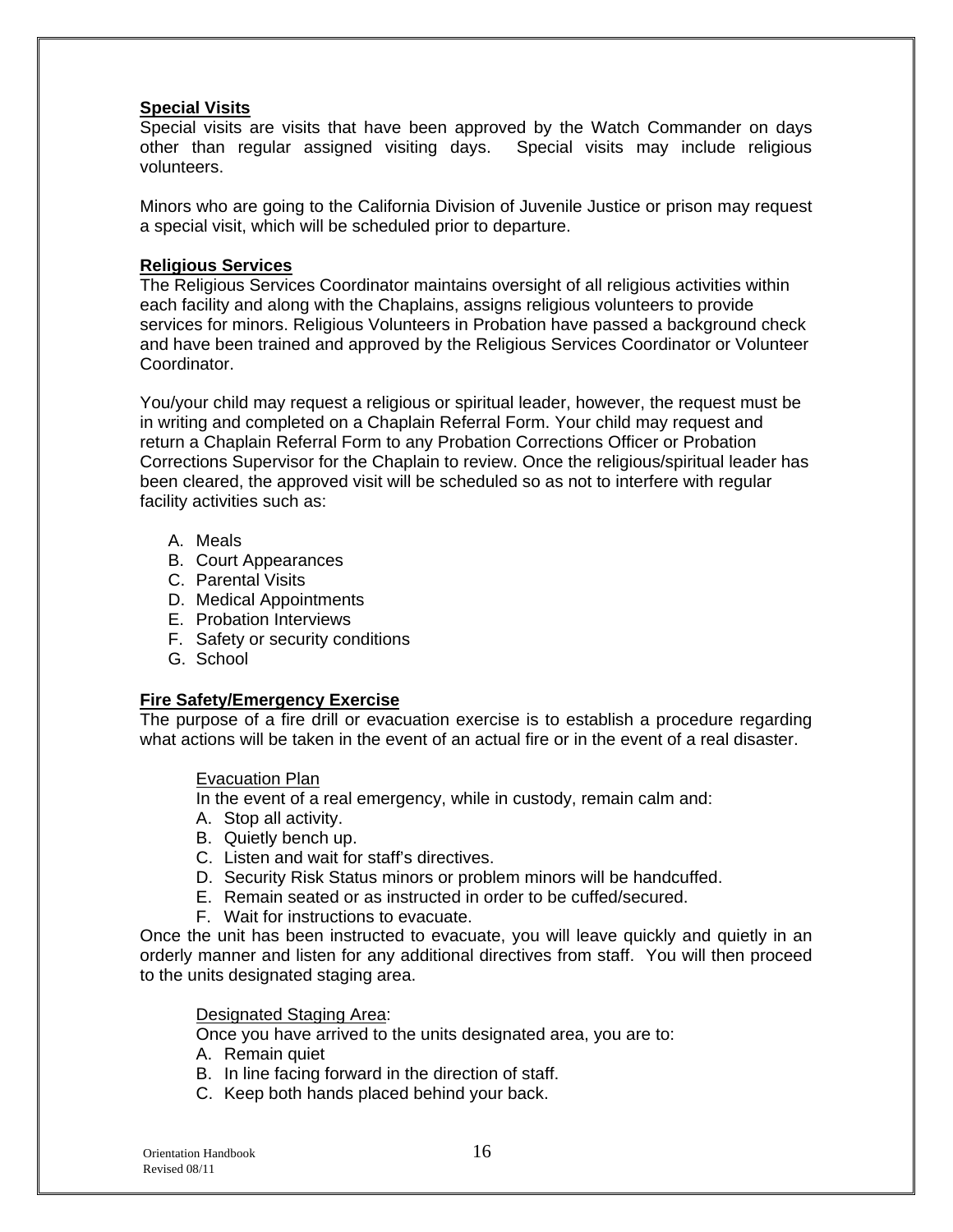**Special Visits**

Special visits are visits that have been approved by the Watch Commander on days other than regular assigned visiting days. Special visits may include religious volunteers.

Minors who are going to the California Division of Juvenile Justice or prison may request a special visit, which will be scheduled prior to departure.

**Religious Services**

The Religious Services Coordinator maintains oversight of all religious activities within each facility and along with the Chaplains, assigns religious volunteers to provide services for minors. Religious Volunteers in Probation have passed a background check and have been trained and approved by the Religious Services Coordinator or Volunteer Coordinator.

You/your child may request a religious or spiritual leader, however, the request must be in writing and completed on a Chaplain Referral Form. Your child may request and return a Chaplain Referral Form to any Probation Corrections Officer or Probation Corrections Supervisor for the Chaplain to review. Once the religious/spiritual leader has been cleared, the approved visit will be scheduled so as not to interfere with regular facility activities such as:

A. Meals
B. Court Appearances
C. Parental Visits
D. Medical Appointments
E. Probation Interviews
F. Safety or security conditions
G. School

**Fire Safety/Emergency Exercise**

The purpose of a fire drill or evacuation exercise is to establish a procedure regarding what actions will be taken in the event of an actual fire or in the event of a real disaster.

Evacuation Plan

In the event of a real emergency, while in custody, remain calm and:

A. Stop all activity.
B. Quietly bench up.
C. Listen and wait for staff's directives.
D. Security Risk Status minors or problem minors will be handcuffed.
E. Remain seated or as instructed in order to be cuffed/secured.
F. Wait for instructions to evacuate.

Once the unit has been instructed to evacuate, you will leave quickly and quietly in an orderly manner and listen for any additional directives from staff. You will then proceed to the units designated staging area.

Designated Staging Area:

Once you have arrived to the units designated area, you are to:

A. Remain quiet
B. In line facing forward in the direction of staff.
C. Keep both hands placed behind your back.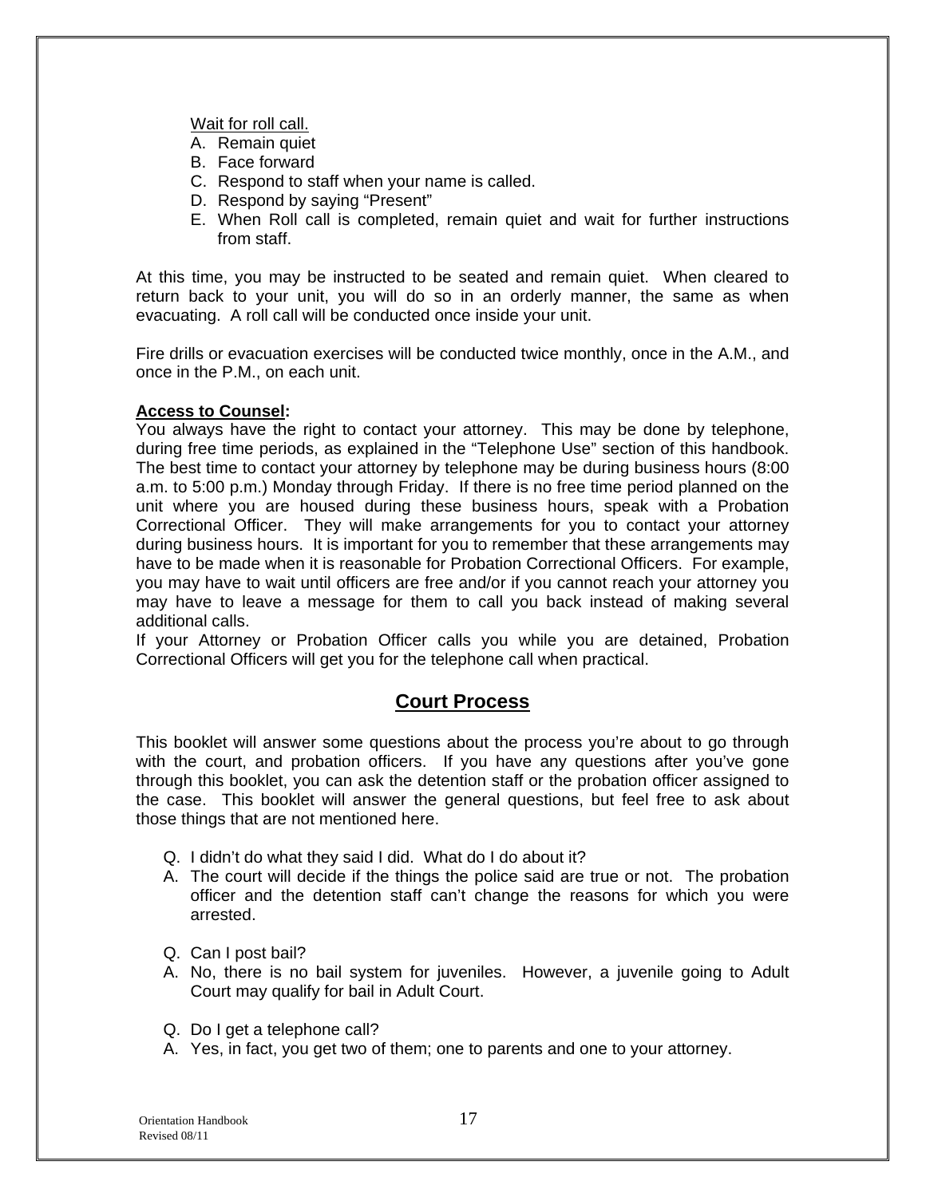Wait for roll call.

A. Remain quiet
B. Face forward
C. Respond to staff when your name is called.
D. Respond by saying "Present"
E. When Roll call is completed, remain quiet and wait for further instructions from staff.

At this time, you may be instructed to be seated and remain quiet. When cleared to return back to your unit, you will do so in an orderly manner, the same as when evacuating. A roll call will be conducted once inside your unit.

Fire drills or evacuation exercises will be conducted twice monthly, once in the A.M., and once in the P.M., on each unit.

**Access to Counsel:**

You always have the right to contact your attorney. This may be done by telephone, during free time periods, as explained in the "Telephone Use" section of this handbook. The best time to contact your attorney by telephone may be during business hours (8:00 a.m. to 5:00 p.m.) Monday through Friday. If there is no free time period planned on the unit where you are housed during these business hours, speak with a Probation Correctional Officer. They will make arrangements for you to contact your attorney during business hours. It is important for you to remember that these arrangements may have to be made when it is reasonable for Probation Correctional Officers. For example, you may have to wait until officers are free and/or if you cannot reach your attorney you may have to leave a message for them to call you back instead of making several additional calls.

If your Attorney or Probation Officer calls you while you are detained, Probation Correctional Officers will get you for the telephone call when practical.

## Court Process

This booklet will answer some questions about the process you're about to go through with the court, and probation officers. If you have any questions after you've gone through this booklet, you can ask the detention staff or the probation officer assigned to the case. This booklet will answer the general questions, but feel free to ask about those things that are not mentioned here.

Q. I didn't do what they said I did. What do I do about it?
A. The court will decide if the things the police said are true or not. The probation officer and the detention staff can't change the reasons for which you were arrested.

Q. Can I post bail?
A. No, there is no bail system for juveniles. However, a juvenile going to Adult Court may qualify for bail in Adult Court.

Q. Do I get a telephone call?
A. Yes, in fact, you get two of them; one to parents and one to your attorney.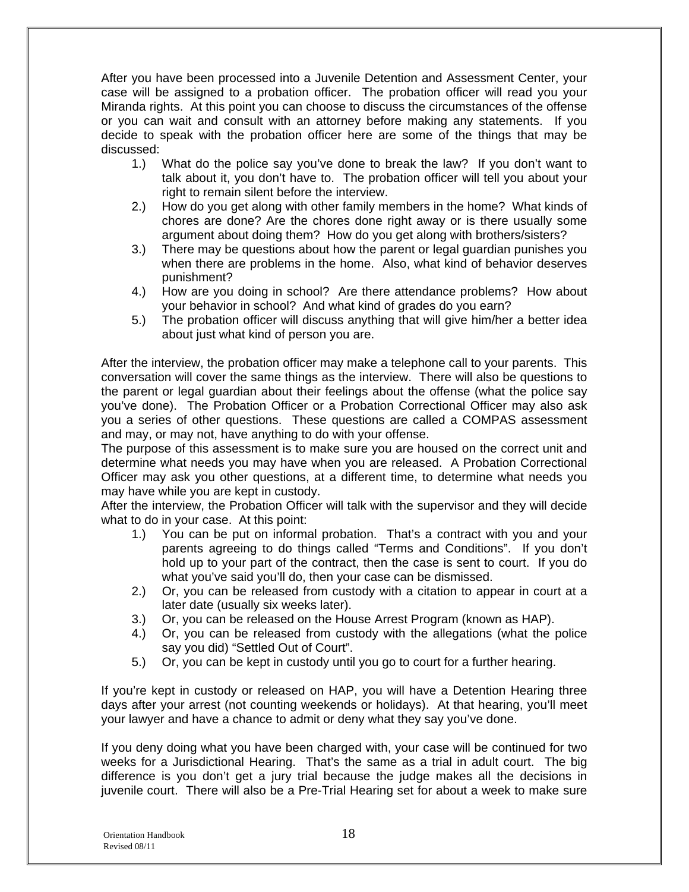After you have been processed into a Juvenile Detention and Assessment Center, your case will be assigned to a probation officer. The probation officer will read you your Miranda rights. At this point you can choose to discuss the circumstances of the offense or you can wait and consult with an attorney before making any statements. If you decide to speak with the probation officer here are some of the things that may be discussed:

1.) What do the police say you've done to break the law? If you don't want to talk about it, you don't have to. The probation officer will tell you about your right to remain silent before the interview.
2.) How do you get along with other family members in the home? What kinds of chores are done? Are the chores done right away or is there usually some argument about doing them? How do you get along with brothers/sisters?
3.) There may be questions about how the parent or legal guardian punishes you when there are problems in the home. Also, what kind of behavior deserves punishment?
4.) How are you doing in school? Are there attendance problems? How about your behavior in school? And what kind of grades do you earn?
5.) The probation officer will discuss anything that will give him/her a better idea about just what kind of person you are.

After the interview, the probation officer may make a telephone call to your parents. This conversation will cover the same things as the interview. There will also be questions to the parent or legal guardian about their feelings about the offense (what the police say you've done). The Probation Officer or a Probation Correctional Officer may also ask you a series of other questions. These questions are called a COMPAS assessment and may, or may not, have anything to do with your offense.

The purpose of this assessment is to make sure you are housed on the correct unit and determine what needs you may have when you are released. A Probation Correctional Officer may ask you other questions, at a different time, to determine what needs you may have while you are kept in custody.

After the interview, the Probation Officer will talk with the supervisor and they will decide what to do in your case. At this point:

1.) You can be put on informal probation. That's a contract with you and your parents agreeing to do things called "Terms and Conditions". If you don't hold up to your part of the contract, then the case is sent to court. If you do what you've said you'll do, then your case can be dismissed.
2.) Or, you can be released from custody with a citation to appear in court at a later date (usually six weeks later).
3.) Or, you can be released on the House Arrest Program (known as HAP).
4.) Or, you can be released from custody with the allegations (what the police say you did) "Settled Out of Court".
5.) Or, you can be kept in custody until you go to court for a further hearing.

If you're kept in custody or released on HAP, you will have a Detention Hearing three days after your arrest (not counting weekends or holidays). At that hearing, you'll meet your lawyer and have a chance to admit or deny what they say you've done.

If you deny doing what you have been charged with, your case will be continued for two weeks for a Jurisdictional Hearing. That's the same as a trial in adult court. The big difference is you don't get a jury trial because the judge makes all the decisions in juvenile court. There will also be a Pre-Trial Hearing set for about a week to make sure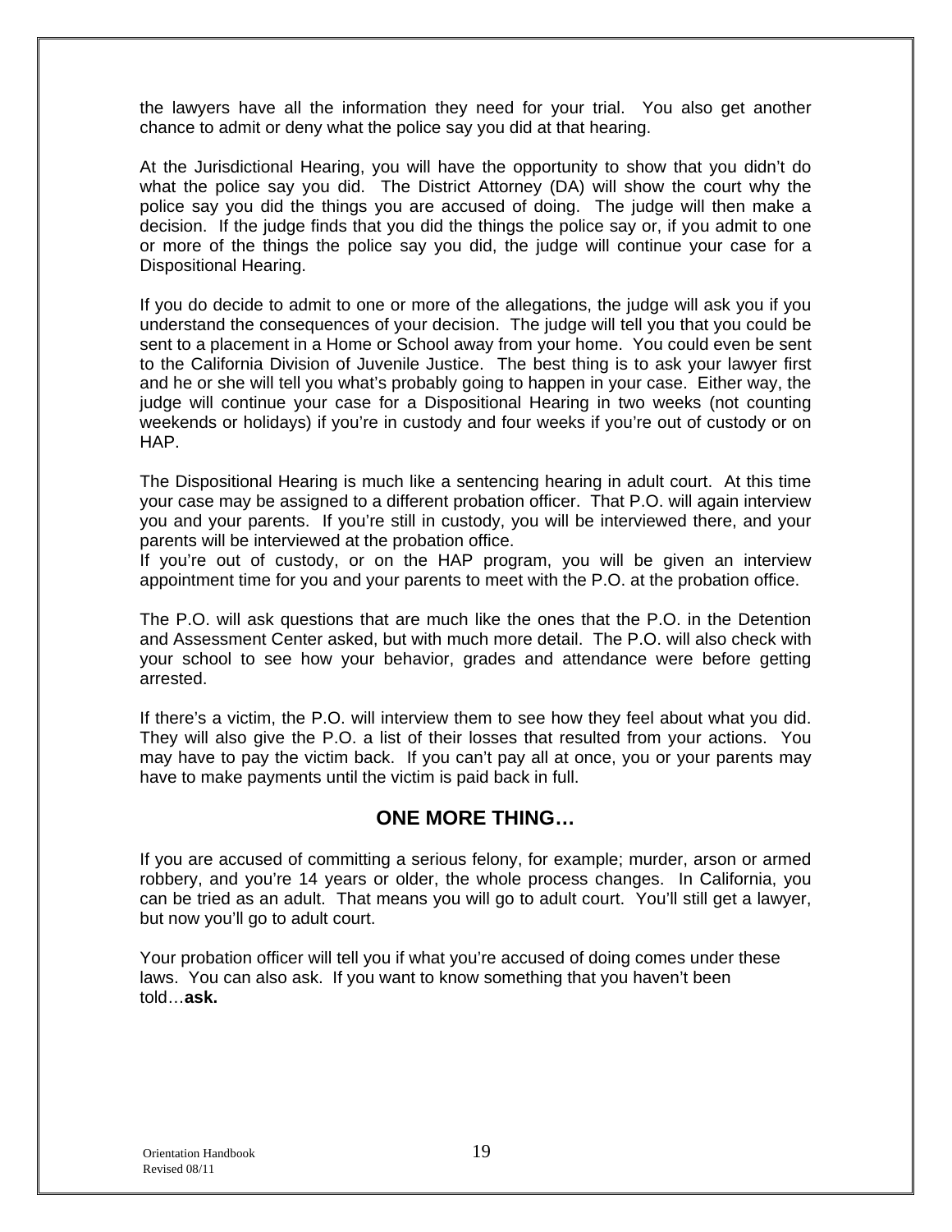the lawyers have all the information they need for your trial. You also get another chance to admit or deny what the police say you did at that hearing.

At the Jurisdictional Hearing, you will have the opportunity to show that you didn't do what the police say you did. The District Attorney (DA) will show the court why the police say you did the things you are accused of doing. The judge will then make a decision. If the judge finds that you did the things the police say or, if you admit to one or more of the things the police say you did, the judge will continue your case for a Dispositional Hearing.

If you do decide to admit to one or more of the allegations, the judge will ask you if you understand the consequences of your decision. The judge will tell you that you could be sent to a placement in a Home or School away from your home. You could even be sent to the California Division of Juvenile Justice. The best thing is to ask your lawyer first and he or she will tell you what's probably going to happen in your case. Either way, the judge will continue your case for a Dispositional Hearing in two weeks (not counting weekends or holidays) if you're in custody and four weeks if you're out of custody or on HAP.

The Dispositional Hearing is much like a sentencing hearing in adult court. At this time your case may be assigned to a different probation officer. That P.O. will again interview you and your parents. If you're still in custody, you will be interviewed there, and your parents will be interviewed at the probation office.
If you're out of custody, or on the HAP program, you will be given an interview appointment time for you and your parents to meet with the P.O. at the probation office.

The P.O. will ask questions that are much like the ones that the P.O. in the Detention and Assessment Center asked, but with much more detail. The P.O. will also check with your school to see how your behavior, grades and attendance were before getting arrested.

If there's a victim, the P.O. will interview them to see how they feel about what you did. They will also give the P.O. a list of their losses that resulted from your actions. You may have to pay the victim back. If you can't pay all at once, you or your parents may have to make payments until the victim is paid back in full.

## ONE MORE THING…

If you are accused of committing a serious felony, for example; murder, arson or armed robbery, and you're 14 years or older, the whole process changes. In California, you can be tried as an adult. That means you will go to adult court. You'll still get a lawyer, but now you'll go to adult court.

Your probation officer will tell you if what you're accused of doing comes under these laws. You can also ask. If you want to know something that you haven't been told…**ask.**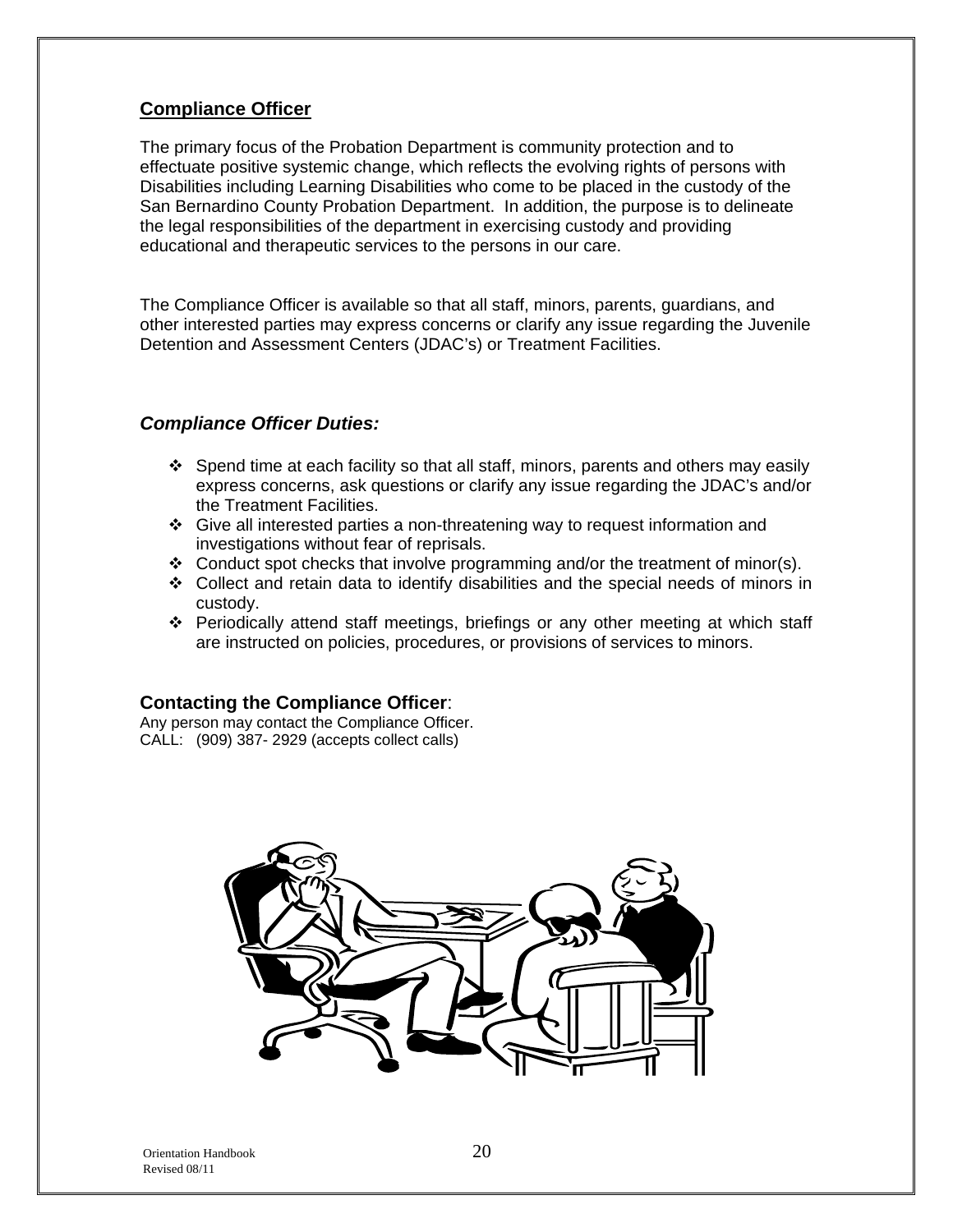## Compliance Officer

The primary focus of the Probation Department is community protection and to effectuate positive systemic change, which reflects the evolving rights of persons with Disabilities including Learning Disabilities who come to be placed in the custody of the San Bernardino County Probation Department. In addition, the purpose is to delineate the legal responsibilities of the department in exercising custody and providing educational and therapeutic services to the persons in our care.

The Compliance Officer is available so that all staff, minors, parents, guardians, and other interested parties may express concerns or clarify any issue regarding the Juvenile Detention and Assessment Centers (JDAC's) or Treatment Facilities.

### *Compliance Officer Duties:*

- Spend time at each facility so that all staff, minors, parents and others may easily express concerns, ask questions or clarify any issue regarding the JDAC's and/or the Treatment Facilities.
- Give all interested parties a non-threatening way to request information and investigations without fear of reprisals.
- Conduct spot checks that involve programming and/or the treatment of minor(s).
- Collect and retain data to identify disabilities and the special needs of minors in custody.
- Periodically attend staff meetings, briefings or any other meeting at which staff are instructed on policies, procedures, or provisions of services to minors.

### Contacting the Compliance Officer:

Any person may contact the Compliance Officer.
CALL: (909) 387- 2929 (accepts collect calls)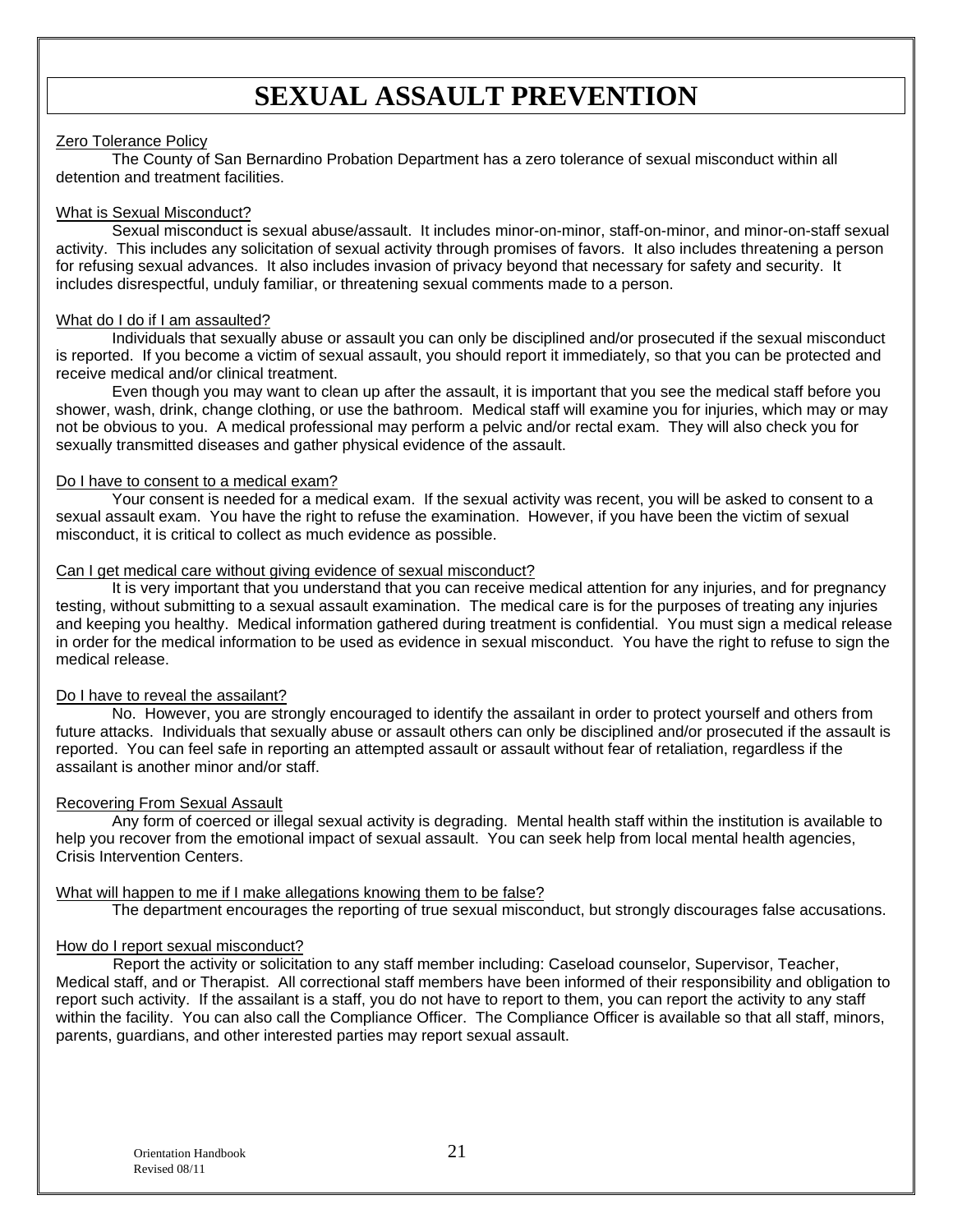# SEXUAL ASSAULT PREVENTION

Zero Tolerance Policy

The County of San Bernardino Probation Department has a zero tolerance of sexual misconduct within all detention and treatment facilities.

What is Sexual Misconduct?

Sexual misconduct is sexual abuse/assault. It includes minor-on-minor, staff-on-minor, and minor-on-staff sexual activity. This includes any solicitation of sexual activity through promises of favors. It also includes threatening a person for refusing sexual advances. It also includes invasion of privacy beyond that necessary for safety and security. It includes disrespectful, unduly familiar, or threatening sexual comments made to a person.

What do I do if I am assaulted?

Individuals that sexually abuse or assault you can only be disciplined and/or prosecuted if the sexual misconduct is reported. If you become a victim of sexual assault, you should report it immediately, so that you can be protected and receive medical and/or clinical treatment.

Even though you may want to clean up after the assault, it is important that you see the medical staff before you shower, wash, drink, change clothing, or use the bathroom. Medical staff will examine you for injuries, which may or may not be obvious to you. A medical professional may perform a pelvic and/or rectal exam. They will also check you for sexually transmitted diseases and gather physical evidence of the assault.

Do I have to consent to a medical exam?

Your consent is needed for a medical exam. If the sexual activity was recent, you will be asked to consent to a sexual assault exam. You have the right to refuse the examination. However, if you have been the victim of sexual misconduct, it is critical to collect as much evidence as possible.

Can I get medical care without giving evidence of sexual misconduct?

It is very important that you understand that you can receive medical attention for any injuries, and for pregnancy testing, without submitting to a sexual assault examination. The medical care is for the purposes of treating any injuries and keeping you healthy. Medical information gathered during treatment is confidential. You must sign a medical release in order for the medical information to be used as evidence in sexual misconduct. You have the right to refuse to sign the medical release.

Do I have to reveal the assailant?

No. However, you are strongly encouraged to identify the assailant in order to protect yourself and others from future attacks. Individuals that sexually abuse or assault others can only be disciplined and/or prosecuted if the assault is reported. You can feel safe in reporting an attempted assault or assault without fear of retaliation, regardless if the assailant is another minor and/or staff.

Recovering From Sexual Assault

Any form of coerced or illegal sexual activity is degrading. Mental health staff within the institution is available to help you recover from the emotional impact of sexual assault. You can seek help from local mental health agencies, Crisis Intervention Centers.

What will happen to me if I make allegations knowing them to be false?

The department encourages the reporting of true sexual misconduct, but strongly discourages false accusations.

How do I report sexual misconduct?

Report the activity or solicitation to any staff member including: Caseload counselor, Supervisor, Teacher, Medical staff, and or Therapist. All correctional staff members have been informed of their responsibility and obligation to report such activity. If the assailant is a staff, you do not have to report to them, you can report the activity to any staff within the facility. You can also call the Compliance Officer. The Compliance Officer is available so that all staff, minors, parents, guardians, and other interested parties may report sexual assault.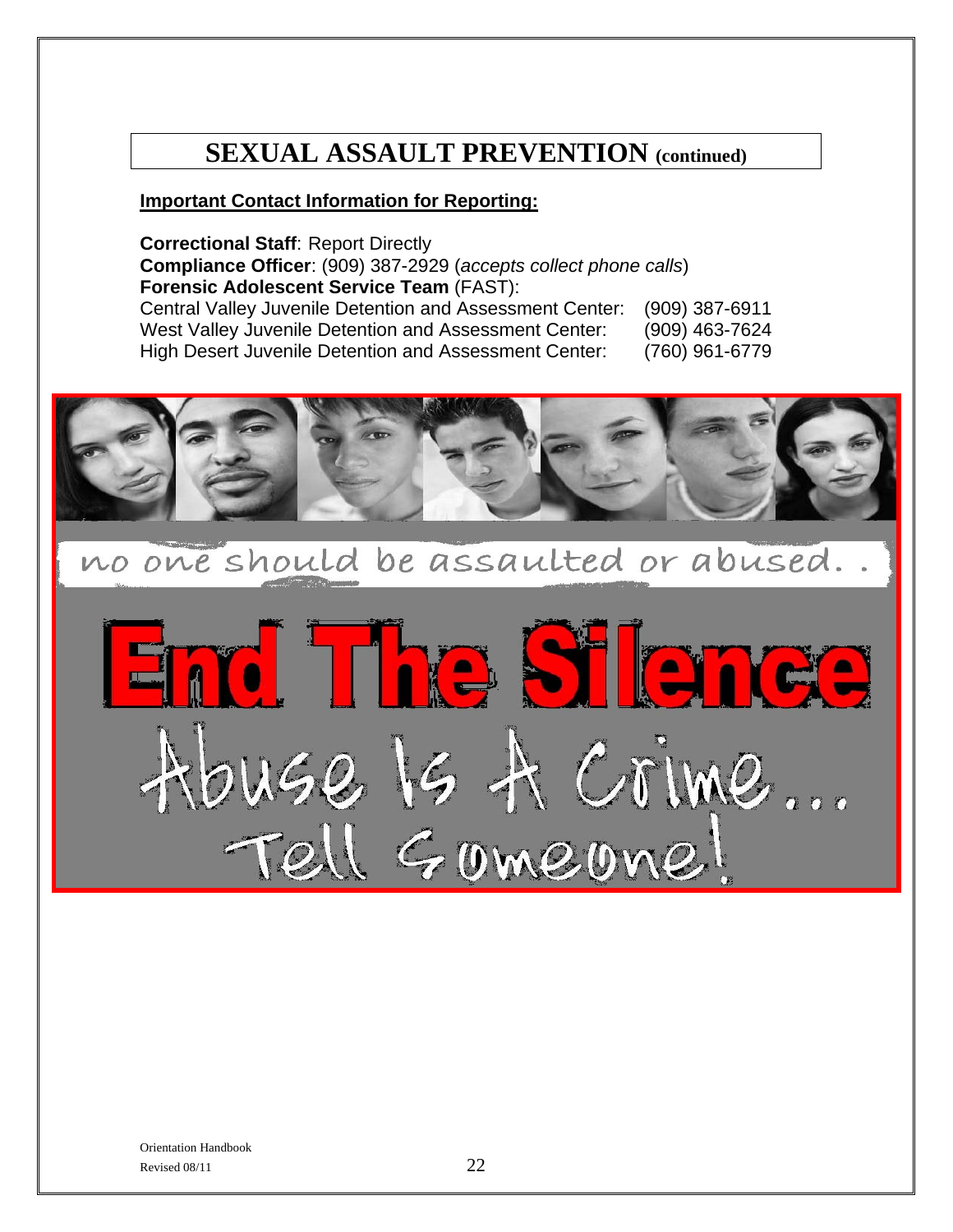# SEXUAL ASSAULT PREVENTION (continued)

**Important Contact Information for Reporting:**

**Correctional Staff**: Report Directly
**Compliance Officer**: (909) 387-2929 (*accepts collect phone calls*)
**Forensic Adolescent Service Team** (FAST):

| | |
|---|---|
| Central Valley Juvenile Detention and Assessment Center: | (909) 387-6911 |
| West Valley Juvenile Detention and Assessment Center: | (909) 463-7624 |
| High Desert Juvenile Detention and Assessment Center: | (760) 961-6779 |

no one should be assaulted or abused. .

**End The Silence**

Abuse Is A Crime... Tell Someone!

Orientation Handbook
Revised 08/11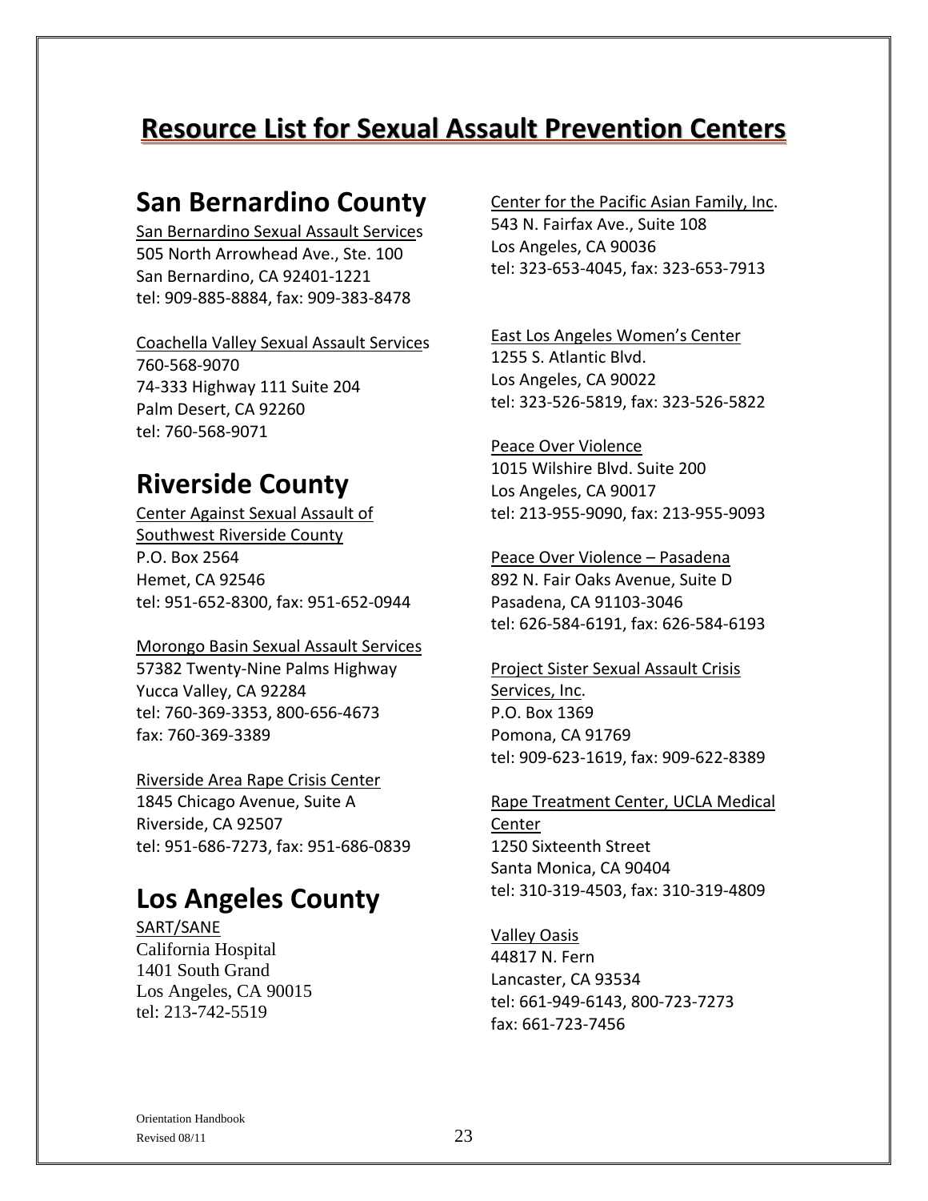# Resource List for Sexual Assault Prevention Centers

## San Bernardino County

San Bernardino Sexual Assault Services
505 North Arrowhead Ave., Ste. 100
San Bernardino, CA 92401-1221
tel: 909-885-8884, fax: 909-383-8478

Coachella Valley Sexual Assault Services
760-568-9070
74-333 Highway 111 Suite 204
Palm Desert, CA 92260
tel: 760-568-9071

## Riverside County

Center Against Sexual Assault of Southwest Riverside County
P.O. Box 2564
Hemet, CA 92546
tel: 951-652-8300, fax: 951-652-0944

Morongo Basin Sexual Assault Services
57382 Twenty-Nine Palms Highway
Yucca Valley, CA 92284
tel: 760-369-3353, 800-656-4673
fax: 760-369-3389

Riverside Area Rape Crisis Center
1845 Chicago Avenue, Suite A
Riverside, CA 92507
tel: 951-686-7273, fax: 951-686-0839

## Los Angeles County

SART/SANE
California Hospital
1401 South Grand
Los Angeles, CA 90015
tel: 213-742-5519

Center for the Pacific Asian Family, Inc.
543 N. Fairfax Ave., Suite 108
Los Angeles, CA 90036
tel: 323-653-4045, fax: 323-653-7913

East Los Angeles Women's Center
1255 S. Atlantic Blvd.
Los Angeles, CA 90022
tel: 323-526-5819, fax: 323-526-5822

Peace Over Violence
1015 Wilshire Blvd. Suite 200
Los Angeles, CA 90017
tel: 213-955-9090, fax: 213-955-9093

Peace Over Violence – Pasadena
892 N. Fair Oaks Avenue, Suite D
Pasadena, CA 91103-3046
tel: 626-584-6191, fax: 626-584-6193

Project Sister Sexual Assault Crisis Services, Inc.
P.O. Box 1369
Pomona, CA 91769
tel: 909-623-1619, fax: 909-622-8389

Rape Treatment Center, UCLA Medical Center
1250 Sixteenth Street
Santa Monica, CA 90404
tel: 310-319-4503, fax: 310-319-4809

Valley Oasis
44817 N. Fern
Lancaster, CA 93534
tel: 661-949-6143, 800-723-7273
fax: 661-723-7456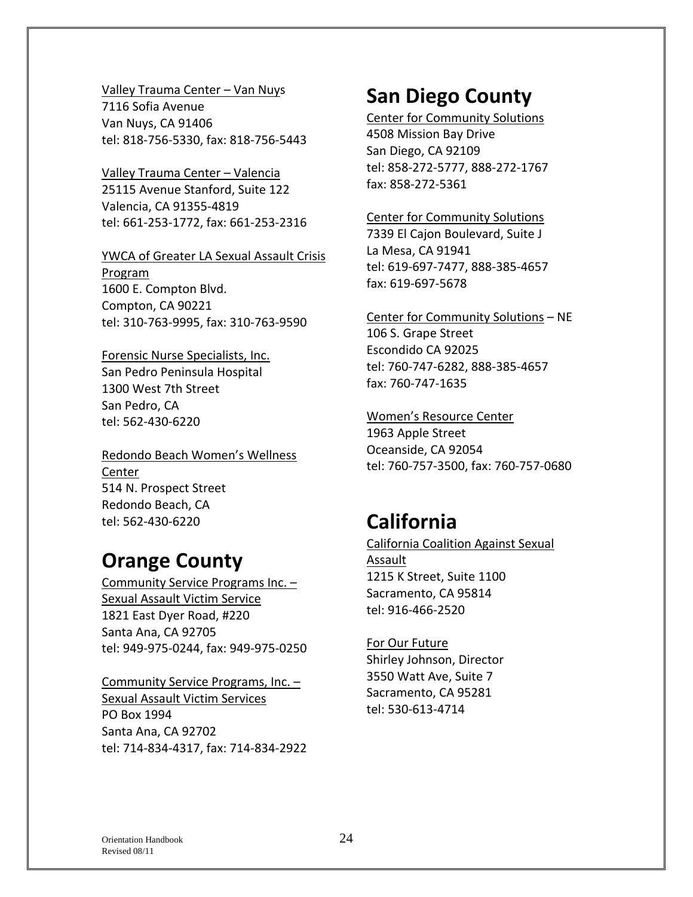Valley Trauma Center – Van Nuys
7116 Sofia Avenue
Van Nuys, CA 91406
tel: 818-756-5330, fax: 818-756-5443

Valley Trauma Center – Valencia
25115 Avenue Stanford, Suite 122
Valencia, CA 91355-4819
tel: 661-253-1772, fax: 661-253-2316

YWCA of Greater LA Sexual Assault Crisis Program
1600 E. Compton Blvd.
Compton, CA 90221
tel: 310-763-9995, fax: 310-763-9590

Forensic Nurse Specialists, Inc.
San Pedro Peninsula Hospital
1300 West 7th Street
San Pedro, CA
tel: 562-430-6220

Redondo Beach Women's Wellness Center
514 N. Prospect Street
Redondo Beach, CA
tel: 562-430-6220

# Orange County

Community Service Programs Inc. – Sexual Assault Victim Service
1821 East Dyer Road, #220
Santa Ana, CA 92705
tel: 949-975-0244, fax: 949-975-0250

Community Service Programs, Inc. – Sexual Assault Victim Services
PO Box 1994
Santa Ana, CA 92702
tel: 714-834-4317, fax: 714-834-2922

# San Diego County

Center for Community Solutions
4508 Mission Bay Drive
San Diego, CA 92109
tel: 858-272-5777, 888-272-1767
fax: 858-272-5361

Center for Community Solutions
7339 El Cajon Boulevard, Suite J
La Mesa, CA 91941
tel: 619-697-7477, 888-385-4657
fax: 619-697-5678

Center for Community Solutions – NE
106 S. Grape Street
Escondido CA 92025
tel: 760-747-6282, 888-385-4657
fax: 760-747-1635

Women's Resource Center
1963 Apple Street
Oceanside, CA 92054
tel: 760-757-3500, fax: 760-757-0680

# California

California Coalition Against Sexual Assault
1215 K Street, Suite 1100
Sacramento, CA 95814
tel: 916-466-2520

For Our Future
Shirley Johnson, Director
3550 Watt Ave, Suite 7
Sacramento, CA 95281
tel: 530-613-4714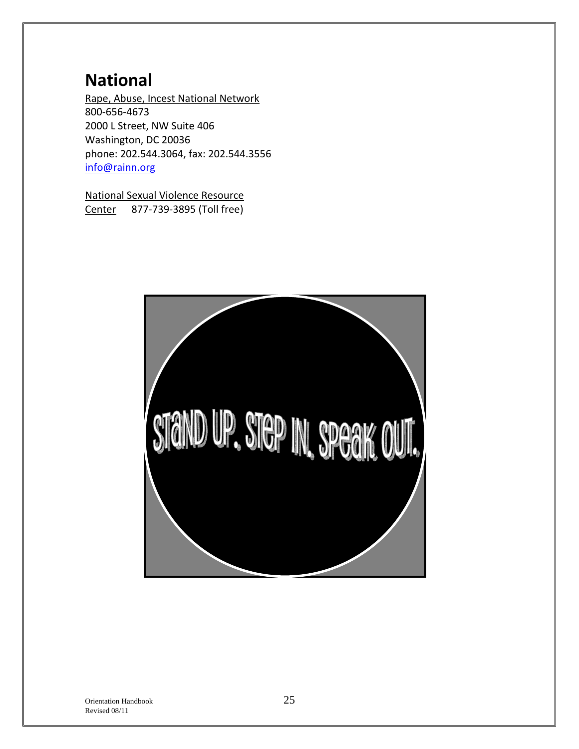## National

Rape, Abuse, Incest National Network
800-656-4673
2000 L Street, NW Suite 406
Washington, DC 20036
phone: 202.544.3064, fax: 202.544.3556
info@rainn.org

National Sexual Violence Resource Center 877-739-3895 (Toll free)

STAND UP. STEP IN. SPEAK OUT.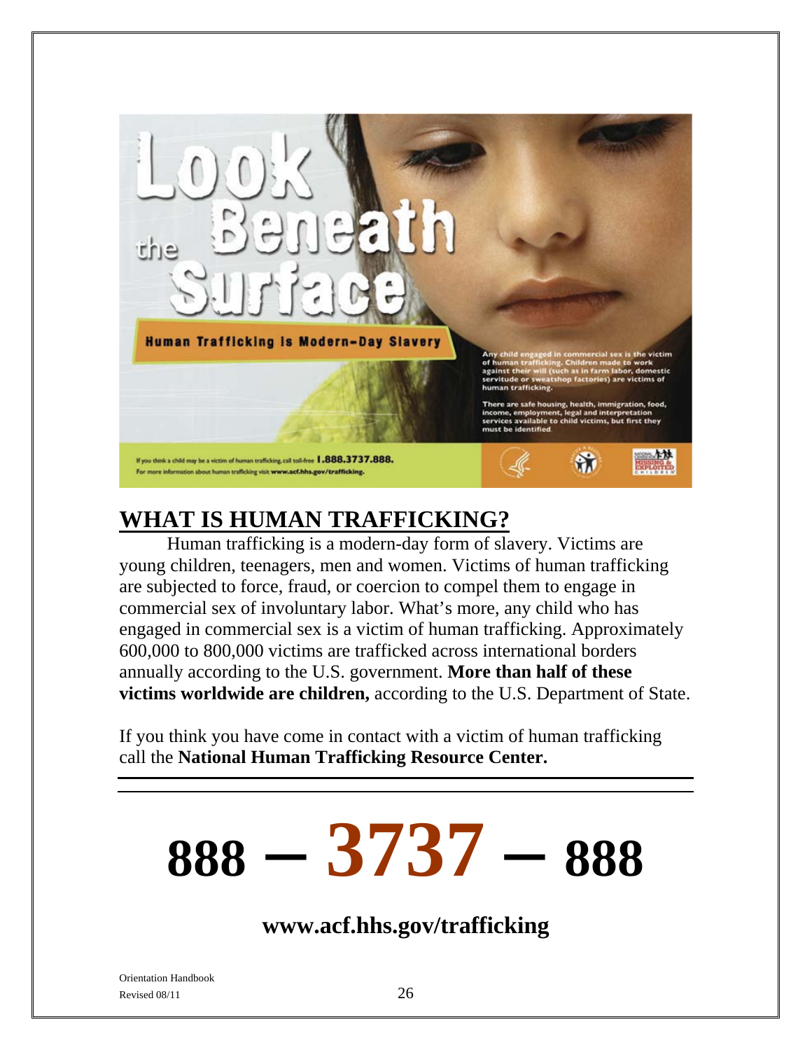Look Beneath the Surface

Human Trafficking Is Modern-Day Slavery

Any child engaged in commercial sex is the victim of human trafficking. Children made to work against their will (such as in farm labor, domestic servitude or sweatshop factories) are victims of human trafficking.

There are safe housing, health, immigration, food, income, employment, legal and interpretation services available to child victims, but first they must be identified.

If you think a child may be a victim of human trafficking, call toll-free 1.888.3737.888.
For more information about human trafficking visit www.acf.hhs.gov/trafficking.

## WHAT IS HUMAN TRAFFICKING?

Human trafficking is a modern-day form of slavery. Victims are young children, teenagers, men and women. Victims of human trafficking are subjected to force, fraud, or coercion to compel them to engage in commercial sex of involuntary labor. What's more, any child who has engaged in commercial sex is a victim of human trafficking. Approximately 600,000 to 800,000 victims are trafficked across international borders annually according to the U.S. government. **More than half of these victims worldwide are children,** according to the U.S. Department of State.

If you think you have come in contact with a victim of human trafficking call the **National Human Trafficking Resource Center.**

---

# 888 – 3737 – 888

### www.acf.hhs.gov/trafficking

Orientation Handbook
Revised 08/11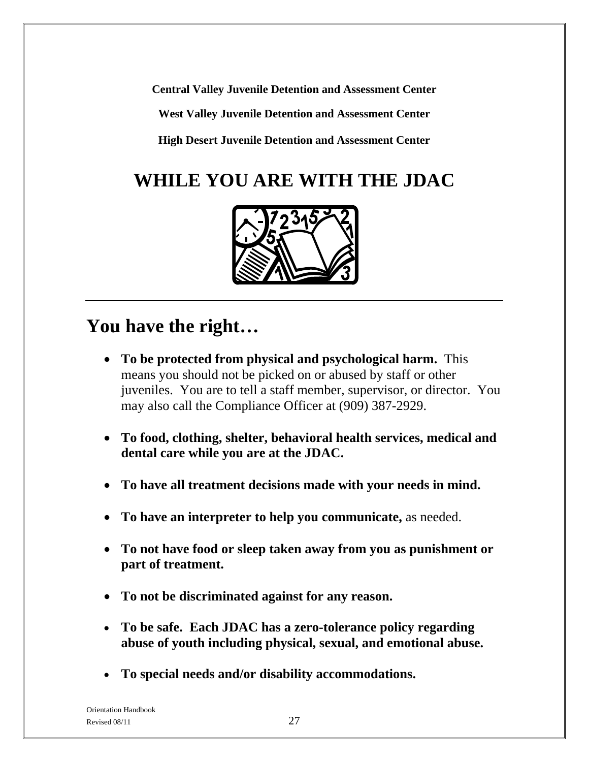**Central Valley Juvenile Detention and Assessment Center**

**West Valley Juvenile Detention and Assessment Center**

**High Desert Juvenile Detention and Assessment Center**

# WHILE YOU ARE WITH THE JDAC

## You have the right…

- **To be protected from physical and psychological harm.** This means you should not be picked on or abused by staff or other juveniles. You are to tell a staff member, supervisor, or director. You may also call the Compliance Officer at (909) 387-2929.
- **To food, clothing, shelter, behavioral health services, medical and dental care while you are at the JDAC.**
- **To have all treatment decisions made with your needs in mind.**
- **To have an interpreter to help you communicate,** as needed.
- **To not have food or sleep taken away from you as punishment or part of treatment.**
- **To not be discriminated against for any reason.**
- **To be safe. Each JDAC has a zero-tolerance policy regarding abuse of youth including physical, sexual, and emotional abuse.**
- **To special needs and/or disability accommodations.**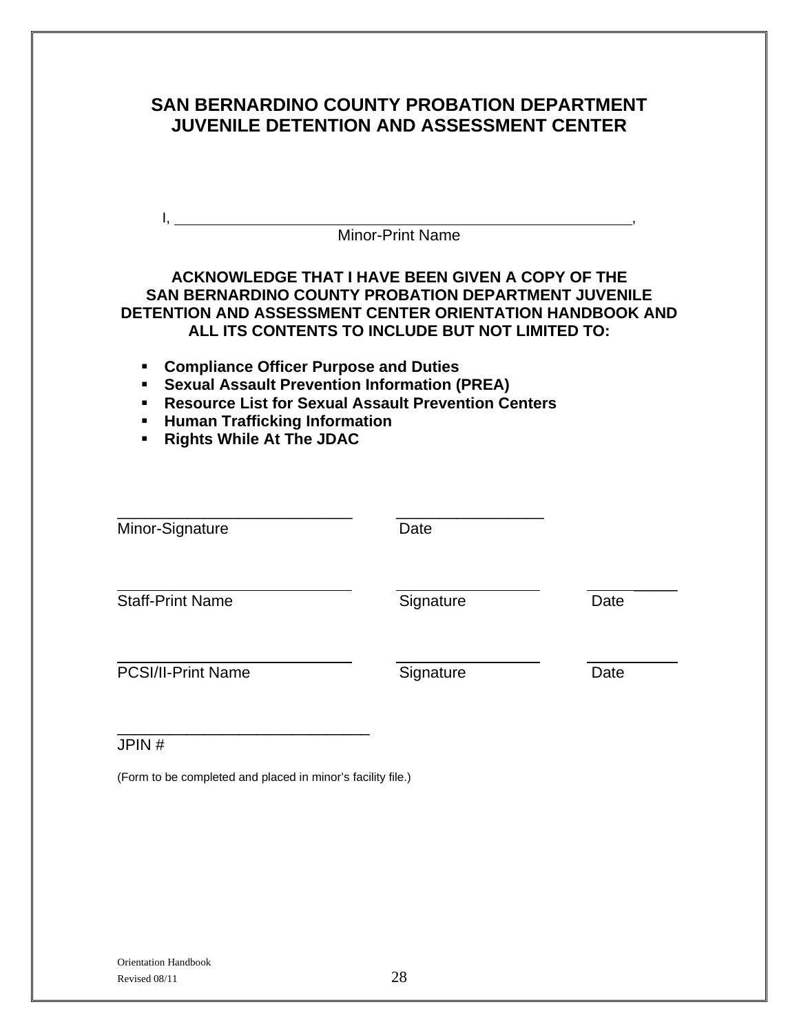# SAN BERNARDINO COUNTY PROBATION DEPARTMENT
# JUVENILE DETENTION AND ASSESSMENT CENTER

I, ________________________________________________________,
Minor-Print Name

**ACKNOWLEDGE THAT I HAVE BEEN GIVEN A COPY OF THE SAN BERNARDINO COUNTY PROBATION DEPARTMENT JUVENILE DETENTION AND ASSESSMENT CENTER ORIENTATION HANDBOOK AND ALL ITS CONTENTS TO INCLUDE BUT NOT LIMITED TO:**

- **Compliance Officer Purpose and Duties**
- **Sexual Assault Prevention Information (PREA)**
- **Resource List for Sexual Assault Prevention Centers**
- **Human Trafficking Information**
- **Rights While At The JDAC**

| | | |
|---|---|---|
| ____________________________ | __________________ | |
| Minor-Signature | Date | |
| ____________________________ | __________________ | __________ |
| Staff-Print Name | Signature | Date |
| ____________________________ | __________________ | __________ |
| PCSI/II-Print Name | Signature | Date |

______________________________
JPIN #

(Form to be completed and placed in minor's facility file.)

Orientation Handbook
Revised 08/11